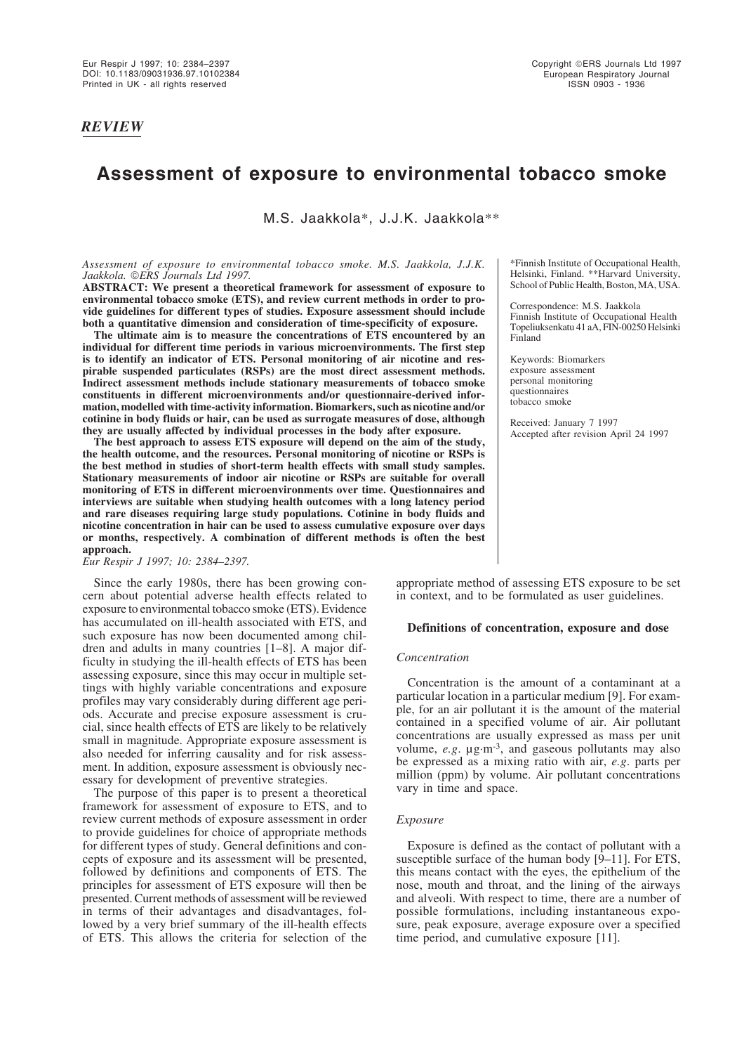*REVIEW*

# Assessment of exposure to environmental tobacco smoke

M.S. Jaakkola*, J.J.K. Jaakkola**

*Assessment of exposure to environmental tobacco smoke. M.S. Jaakkola, J.J.K. Jaakkola. ©ERS Journals Ltd 1997.*

**ABSTRACT: We present a theoretical framework for assessment of exposure to environmental tobacco smoke (ETS), and review current methods in order to provide guidelines for different types of studies. Exposure assessment should include both a quantitative dimension and consideration of time-specificity of exposure.**

**The ultimate aim is to measure the concentrations of ETS encountered by an individual for different time periods in various microenvironments. The first step is to identify an indicator of ETS. Personal monitoring of air nicotine and respirable suspended particulates (RSPs) are the most direct assessment methods. Indirect assessment methods include stationary measurements of tobacco smoke constituents in different microenvironments and/or questionnaire-derived information, modelled with time-activity information. Biomarkers, such as nicotine and/or cotinine in body fluids or hair, can be used as surrogate measures of dose, although they are usually affected by individual processes in the body after exposure.**

**The best approach to assess ETS exposure will depend on the aim of the study, the health outcome, and the resources. Personal monitoring of nicotine or RSPs is the best method in studies of short-term health effects with small study samples. Stationary measurements of indoor air nicotine or RSPs are suitable for overall monitoring of ETS in different microenvironments over time. Questionnaires and interviews are suitable when studying health outcomes with a long latency period and rare diseases requiring large study populations. Cotinine in body fluids and nicotine concentration in hair can be used to assess cumulative exposure over days or months, respectively. A combination of different methods is often the best approach.**

*Eur Respir J 1997; 10: 2384–2397.*

*Finnish Institute of Occupational Health, Helsinki, Finland. **Harvard University, School of Public Health, Boston, MA, USA.

Correspondence: M.S. Jaakkola
Finnish Institute of Occupational Health
Topeliuksenkatu 41 aA, FIN-00250 Helsinki
Finland

Keywords: Biomarkers
exposure assessment
personal monitoring
questionnaires
tobacco smoke

Received: January 7 1997
Accepted after revision April 24 1997

Since the early 1980s, there has been growing concern about potential adverse health effects related to exposure to environmental tobacco smoke (ETS). Evidence has accumulated on ill-health associated with ETS, and such exposure has now been documented among children and adults in many countries [1–8]. A major difficulty in studying the ill-health effects of ETS has been assessing exposure, since this may occur in multiple settings with highly variable concentrations and exposure profiles may vary considerably during different age periods. Accurate and precise exposure assessment is crucial, since health effects of ETS are likely to be relatively small in magnitude. Appropriate exposure assessment is also needed for inferring causality and for risk assessment. In addition, exposure assessment is obviously necessary for development of preventive strategies.

The purpose of this paper is to present a theoretical framework for assessment of exposure to ETS, and to review current methods of exposure assessment in order to provide guidelines for choice of appropriate methods for different types of study. General definitions and concepts of exposure and its assessment will be presented, followed by definitions and components of ETS. The principles for assessment of ETS exposure will then be presented. Current methods of assessment will be reviewed in terms of their advantages and disadvantages, followed by a very brief summary of the ill-health effects of ETS. This allows the criteria for selection of the appropriate method of assessing ETS exposure to be set in context, and to be formulated as user guidelines.

## Definitions of concentration, exposure and dose

### *Concentration*

Concentration is the amount of a contaminant at a particular location in a particular medium [9]. For example, for an air pollutant it is the amount of the material contained in a specified volume of air. Air pollutant concentrations are usually expressed as mass per unit volume, *e.g.* $\mu g \cdot m^{-3}$, and gaseous pollutants may also be expressed as a mixing ratio with air, *e.g.* parts per million (ppm) by volume. Air pollutant concentrations vary in time and space.

### *Exposure*

Exposure is defined as the contact of pollutant with a susceptible surface of the human body [9–11]. For ETS, this means contact with the eyes, the epithelium of the nose, mouth and throat, and the lining of the airways and alveoli. With respect to time, there are a number of possible formulations, including instantaneous exposure, peak exposure, average exposure over a specified time period, and cumulative exposure [11].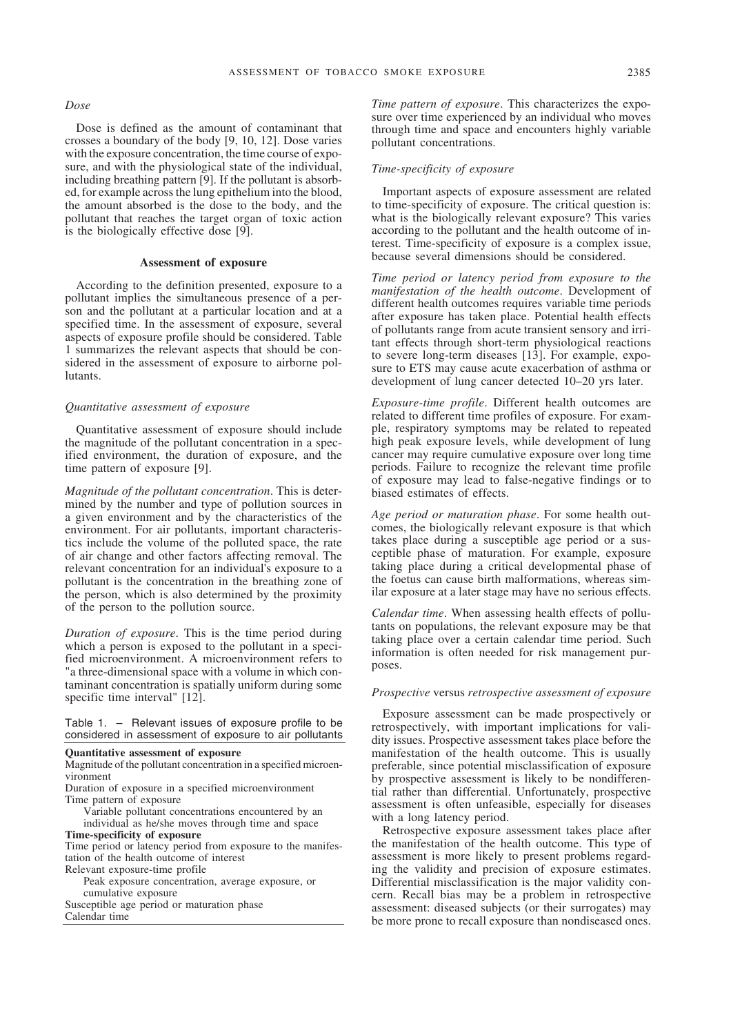*Dose*

Dose is defined as the amount of contaminant that crosses a boundary of the body [9, 10, 12]. Dose varies with the exposure concentration, the time course of exposure, and with the physiological state of the individual, including breathing pattern [9]. If the pollutant is absorbed, for example across the lung epithelium into the blood, the amount absorbed is the dose to the body, and the pollutant that reaches the target organ of toxic action is the biologically effective dose [9].

## Assessment of exposure

According to the definition presented, exposure to a pollutant implies the simultaneous presence of a person and the pollutant at a particular location and at a specified time. In the assessment of exposure, several aspects of exposure profile should be considered. Table 1 summarizes the relevant aspects that should be considered in the assessment of exposure to airborne pollutants.

*Quantitative assessment of exposure*

Quantitative assessment of exposure should include the magnitude of the pollutant concentration in a specified environment, the duration of exposure, and the time pattern of exposure [9].

*Magnitude of the pollutant concentration*. This is determined by the number and type of pollution sources in a given environment and by the characteristics of the environment. For air pollutants, important characteristics include the volume of the polluted space, the rate of air change and other factors affecting removal. The relevant concentration for an individual's exposure to a pollutant is the concentration in the breathing zone of the person, which is also determined by the proximity of the person to the pollution source.

*Duration of exposure*. This is the time period during which a person is exposed to the pollutant in a specified microenvironment. A microenvironment refers to "a three-dimensional space with a volume in which contaminant concentration is spatially uniform during some specific time interval" [12].

Table 1. – Relevant issues of exposure profile to be considered in assessment of exposure to air pollutants

| |
|---|
| **Quantitative assessment of exposure** |
| Magnitude of the pollutant concentration in a specified microenvironment |
| Duration of exposure in a specified microenvironment |
| Time pattern of exposure |
| Variable pollutant concentrations encountered by an individual as he/she moves through time and space |
| **Time-specificity of exposure** |
| Time period or latency period from exposure to the manifestation of the health outcome of interest |
| Relevant exposure-time profile |
| Peak exposure concentration, average exposure, or cumulative exposure |
| Susceptible age period or maturation phase |
| Calendar time |

*Time pattern of exposure*. This characterizes the exposure over time experienced by an individual who moves through time and space and encounters highly variable pollutant concentrations.

*Time-specificity of exposure*

Important aspects of exposure assessment are related to time-specificity of exposure. The critical question is: what is the biologically relevant exposure? This varies according to the pollutant and the health outcome of interest. Time-specificity of exposure is a complex issue, because several dimensions should be considered.

*Time period or latency period from exposure to the manifestation of the health outcome*. Development of different health outcomes requires variable time periods after exposure has taken place. Potential health effects of pollutants range from acute transient sensory and irritant effects through short-term physiological reactions to severe long-term diseases [13]. For example, exposure to ETS may cause acute exacerbation of asthma or development of lung cancer detected 10–20 yrs later.

*Exposure-time profile*. Different health outcomes are related to different time profiles of exposure. For example, respiratory symptoms may be related to repeated high peak exposure levels, while development of lung cancer may require cumulative exposure over long time periods. Failure to recognize the relevant time profile of exposure may lead to false-negative findings or to biased estimates of effects.

*Age period or maturation phase*. For some health outcomes, the biologically relevant exposure is that which takes place during a susceptible age period or a susceptible phase of maturation. For example, exposure taking place during a critical developmental phase of the foetus can cause birth malformations, whereas similar exposure at a later stage may have no serious effects.

*Calendar time*. When assessing health effects of pollutants on populations, the relevant exposure may be that taking place over a certain calendar time period. Such information is often needed for risk management purposes.

*Prospective* versus *retrospective assessment of exposure*

Exposure assessment can be made prospectively or retrospectively, with important implications for validity issues. Prospective assessment takes place before the manifestation of the health outcome. This is usually preferable, since potential misclassification of exposure by prospective assessment is likely to be nondifferential rather than differential. Unfortunately, prospective assessment is often unfeasible, especially for diseases with a long latency period.

Retrospective exposure assessment takes place after the manifestation of the health outcome. This type of assessment is more likely to present problems regarding the validity and precision of exposure estimates. Differential misclassification is the major validity concern. Recall bias may be a problem in retrospective assessment: diseased subjects (or their surrogates) may be more prone to recall exposure than nondiseased ones.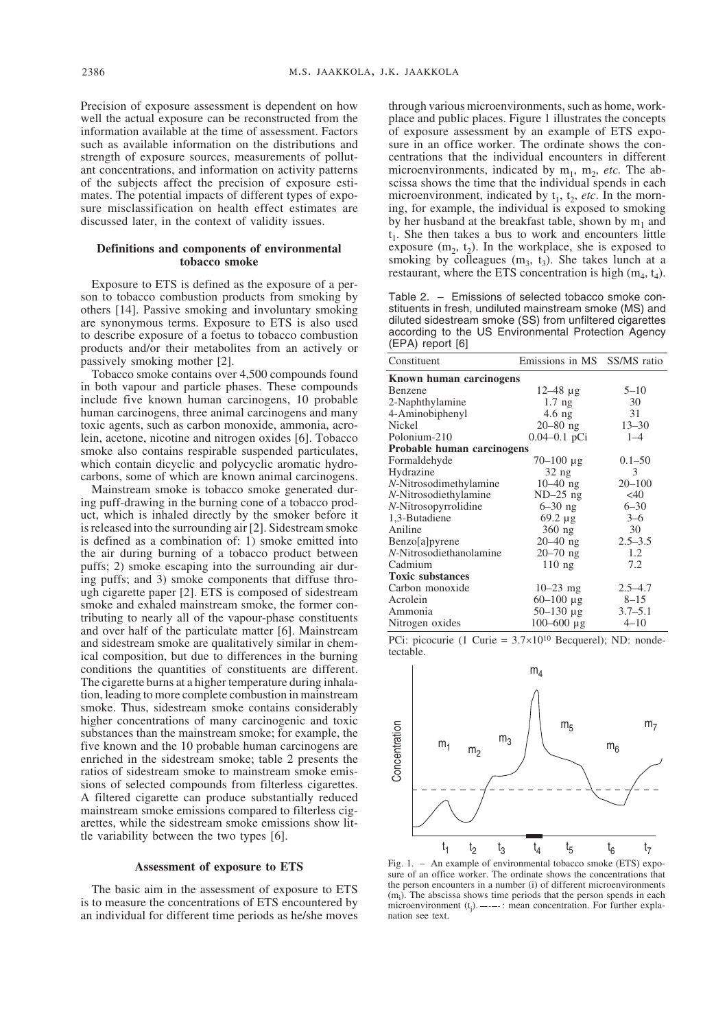Precision of exposure assessment is dependent on how well the actual exposure can be reconstructed from the information available at the time of assessment. Factors such as available information on the distributions and strength of exposure sources, measurements of pollutant concentrations, and information on activity patterns of the subjects affect the precision of exposure estimates. The potential impacts of different types of exposure misclassification on health effect estimates are discussed later, in the context of validity issues.

### Definitions and components of environmental tobacco smoke

Exposure to ETS is defined as the exposure of a person to tobacco combustion products from smoking by others [14]. Passive smoking and involuntary smoking are synonymous terms. Exposure to ETS is also used to describe exposure of a foetus to tobacco combustion products and/or their metabolites from an actively or passively smoking mother [2].

Tobacco smoke contains over 4,500 compounds found in both vapour and particle phases. These compounds include five known human carcinogens, 10 probable human carcinogens, three animal carcinogens and many toxic agents, such as carbon monoxide, ammonia, acrolein, acetone, nicotine and nitrogen oxides [6]. Tobacco smoke also contains respirable suspended particulates, which contain dicyclic and polycyclic aromatic hydrocarbons, some of which are known animal carcinogens.

Mainstream smoke is tobacco smoke generated during puff-drawing in the burning cone of a tobacco product, which is inhaled directly by the smoker before it is released into the surrounding air [2]. Sidestream smoke is defined as a combination of: 1) smoke emitted into the air during burning of a tobacco product between puffs; 2) smoke escaping into the surrounding air during puffs; and 3) smoke components that diffuse through cigarette paper [2]. ETS is composed of sidestream smoke and exhaled mainstream smoke, the former contributing to nearly all of the vapour-phase constituents and over half of the particulate matter [6]. Mainstream and sidestream smoke are qualitatively similar in chemical composition, but due to differences in the burning conditions the quantities of constituents are different. The cigarette burns at a higher temperature during inhalation, leading to more complete combustion in mainstream smoke. Thus, sidestream smoke contains considerably higher concentrations of many carcinogenic and toxic substances than the mainstream smoke; for example, the five known and the 10 probable human carcinogens are enriched in the sidestream smoke; table 2 presents the ratios of sidestream smoke to mainstream smoke emissions of selected compounds from filterless cigarettes. A filtered cigarette can produce substantially reduced mainstream smoke emissions compared to filterless cigarettes, while the sidestream smoke emissions show little variability between the two types [6].

### Assessment of exposure to ETS

The basic aim in the assessment of exposure to ETS is to measure the concentrations of ETS encountered by an individual for different time periods as he/she moves through various microenvironments, such as home, workplace and public places. Figure 1 illustrates the concepts of exposure assessment by an example of ETS exposure in an office worker. The ordinate shows the concentrations that the individual encounters in different microenvironments, indicated by $m_1$, $m_2$, *etc.* The abscissa shows the time that the individual spends in each microenvironment, indicated by $t_1$, $t_2$, *etc*. In the morning, for example, the individual is exposed to smoking by her husband at the breakfast table, shown by $m_1$ and $t_1$. She then takes a bus to work and encounters little exposure ($m_2$, $t_2$). In the workplace, she is exposed to smoking by colleagues ($m_3$, $t_3$). She takes lunch at a restaurant, where the ETS concentration is high ($m_4$, $t_4$).

Table 2. – Emissions of selected tobacco smoke constituents in fresh, undiluted mainstream smoke (MS) and diluted sidestream smoke (SS) from unfiltered cigarettes according to the US Environmental Protection Agency (EPA) report [6]

| Constituent | Emissions in MS | SS/MS ratio |
|---|---|---|
| **Known human carcinogens** | | |
| Benzene | 12–48 µg | 5–10 |
| 2-Naphthylamine | 1.7 ng | 30 |
| 4-Aminobiphenyl | 4.6 ng | 31 |
| Nickel | 20–80 ng | 13–30 |
| Polonium-210 | 0.04–0.1 pCi | 1–4 |
| **Probable human carcinogens** | | |
| Formaldehyde | 70–100 µg | 0.1–50 |
| Hydrazine | 32 ng | 3 |
| *N*-Nitrosodimethylamine | 10–40 ng | 20–100 |
| *N*-Nitrosodiethylamine | ND–25 ng | <40 |
| *N*-Nitrosopyrrolidine | 6–30 ng | 6–30 |
| 1,3-Butadiene | 69.2 µg | 3–6 |
| Aniline | 360 ng | 30 |
| Benzo[a]pyrene | 20–40 ng | 2.5–3.5 |
| *N*-Nitrosodiethanolamine | 20–70 ng | 1.2 |
| Cadmium | 110 ng | 7.2 |
| **Toxic substances** | | |
| Carbon monoxide | 10–23 mg | 2.5–4.7 |
| Acrolein | 60–100 µg | 8–15 |
| Ammonia | 50–130 µg | 3.7–5.1 |
| Nitrogen oxides | 100–600 µg | 4–10 |

PCi: picocurie (1 Curie = $3.7 \times 10^{10}$ Becquerel); ND: nondetectable.

Fig. 1. – An example of environmental tobacco smoke (ETS) exposure of an office worker. The ordinate shows the concentrations that the person encounters in a number (i) of different microenvironments ($m_i$). The abscissa shows time periods that the person spends in each microenvironment ($t_j$). ——: mean concentration. For further explanation see text.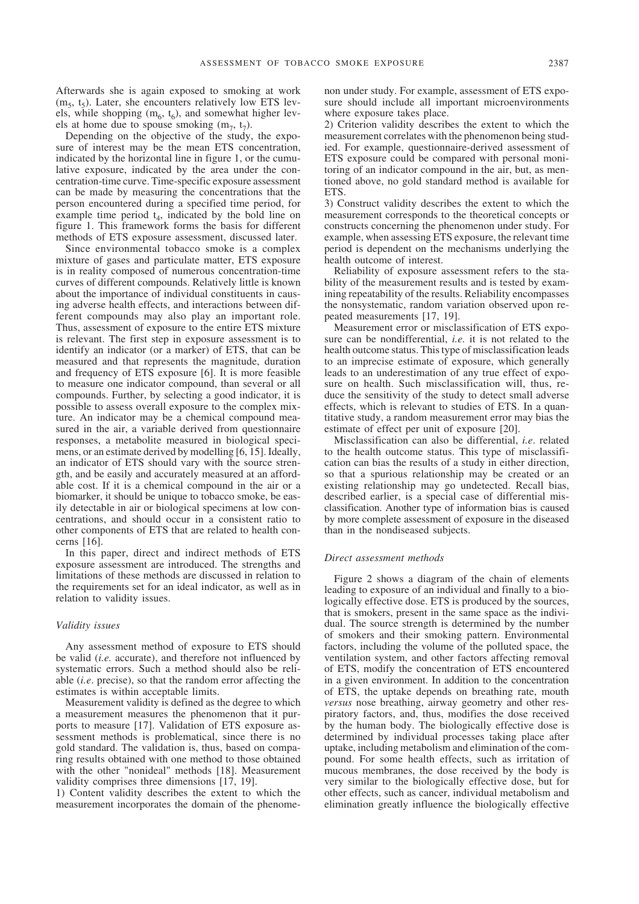Afterwards she is again exposed to smoking at work ($m_5$, $t_5$). Later, she encounters relatively low ETS levels, while shopping ($m_6$, $t_6$), and somewhat higher levels at home due to spouse smoking ($m_7$, $t_7$).

Depending on the objective of the study, the exposure of interest may be the mean ETS concentration, indicated by the horizontal line in figure 1, or the cumulative exposure, indicated by the area under the concentration-time curve. Time-specific exposure assessment can be made by measuring the concentrations that the person encountered during a specified time period, for example time period $t_4$, indicated by the bold line on figure 1. This framework forms the basis for different methods of ETS exposure assessment, discussed later.

Since environmental tobacco smoke is a complex mixture of gases and particulate matter, ETS exposure is in reality composed of numerous concentration-time curves of different compounds. Relatively little is known about the importance of individual constituents in causing adverse health effects, and interactions between different compounds may also play an important role. Thus, assessment of exposure to the entire ETS mixture is relevant. The first step in exposure assessment is to identify an indicator (or a marker) of ETS, that can be measured and that represents the magnitude, duration and frequency of ETS exposure [6]. It is more feasible to measure one indicator compound, than several or all compounds. Further, by selecting a good indicator, it is possible to assess overall exposure to the complex mixture. An indicator may be a chemical compound measured in the air, a variable derived from questionnaire responses, a metabolite measured in biological specimens, or an estimate derived by modelling [6, 15]. Ideally, an indicator of ETS should vary with the source strength, and be easily and accurately measured at an affordable cost. If it is a chemical compound in the air or a biomarker, it should be unique to tobacco smoke, be easily detectable in air or biological specimens at low concentrations, and should occur in a consistent ratio to other components of ETS that are related to health concerns [16].

In this paper, direct and indirect methods of ETS exposure assessment are introduced. The strengths and limitations of these methods are discussed in relation to the requirements set for an ideal indicator, as well as in relation to validity issues.

### *Validity issues*

Any assessment method of exposure to ETS should be valid (*i.e.* accurate), and therefore not influenced by systematic errors. Such a method should also be reliable (*i.e*. precise), so that the random error affecting the estimates is within acceptable limits.

Measurement validity is defined as the degree to which a measurement measures the phenomenon that it purports to measure [17]. Validation of ETS exposure assessment methods is problematical, since there is no gold standard. The validation is, thus, based on comparing results obtained with one method to those obtained with the other "nonideal" methods [18]. Measurement validity comprises three dimensions [17, 19].

1) Content validity describes the extent to which the measurement incorporates the domain of the phenomenon under study. For example, assessment of ETS exposure should include all important microenvironments where exposure takes place.

2) Criterion validity describes the extent to which the measurement correlates with the phenomenon being studied. For example, questionnaire-derived assessment of ETS exposure could be compared with personal monitoring of an indicator compound in the air, but, as mentioned above, no gold standard method is available for ETS.

3) Construct validity describes the extent to which the measurement corresponds to the theoretical concepts or constructs concerning the phenomenon under study. For example, when assessing ETS exposure, the relevant time period is dependent on the mechanisms underlying the health outcome of interest.

Reliability of exposure assessment refers to the stability of the measurement results and is tested by examining repeatability of the results. Reliability encompasses the nonsystematic, random variation observed upon repeated measurements [17, 19].

Measurement error or misclassification of ETS exposure can be nondifferential, *i.e.* it is not related to the health outcome status. This type of misclassification leads to an imprecise estimate of exposure, which generally leads to an underestimation of any true effect of exposure on health. Such misclassification will, thus, reduce the sensitivity of the study to detect small adverse effects, which is relevant to studies of ETS. In a quantitative study, a random measurement error may bias the estimate of effect per unit of exposure [20].

Misclassification can also be differential, *i.e*. related to the health outcome status. This type of misclassification can bias the results of a study in either direction, so that a spurious relationship may be created or an existing relationship may go undetected. Recall bias, described earlier, is a special case of differential misclassification. Another type of information bias is caused by more complete assessment of exposure in the diseased than in the nondiseased subjects.

### *Direct assessment methods*

Figure 2 shows a diagram of the chain of elements leading to exposure of an individual and finally to a biologically effective dose. ETS is produced by the sources, that is smokers, present in the same space as the individual. The source strength is determined by the number of smokers and their smoking pattern. Environmental factors, including the volume of the polluted space, the ventilation system, and other factors affecting removal of ETS, modify the concentration of ETS encountered in a given environment. In addition to the concentration of ETS, the uptake depends on breathing rate, mouth *versus* nose breathing, airway geometry and other respiratory factors, and, thus, modifies the dose received by the human body. The biologically effective dose is determined by individual processes taking place after uptake, including metabolism and elimination of the compound. For some health effects, such as irritation of mucous membranes, the dose received by the body is very similar to the biologically effective dose, but for other effects, such as cancer, individual metabolism and elimination greatly influence the biologically effective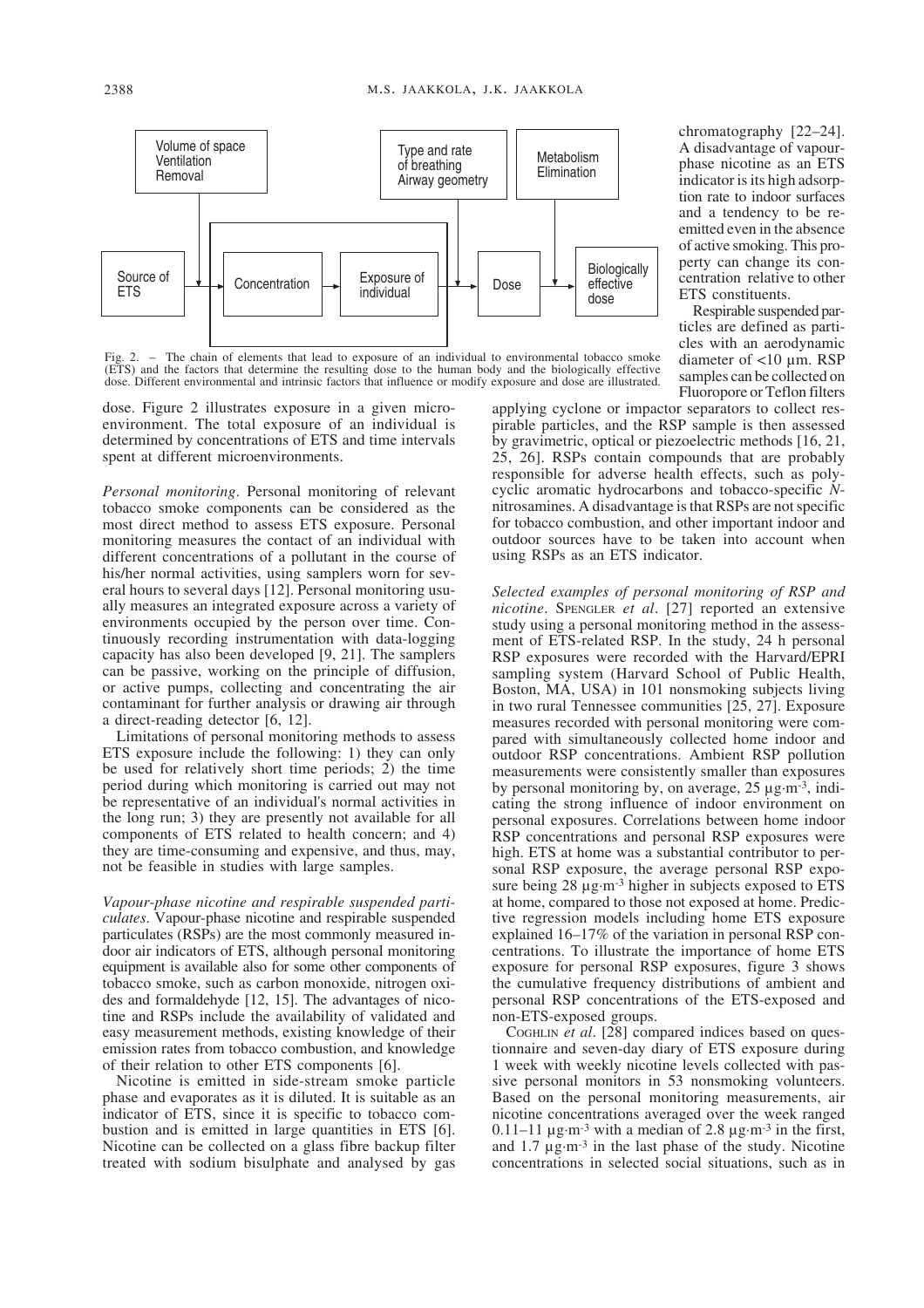Volume of space
Ventilation
Removal

Type and rate of breathing
Airway geometry

Metabolism
Elimination

Source of ETS → Concentration → Exposure of individual → Dose → Biologically effective dose

Fig. 2. – The chain of elements that lead to exposure of an individual to environmental tobacco smoke (ETS) and the factors that determine the resulting dose to the human body and the biologically effective dose. Different environmental and intrinsic factors that influence or modify exposure and dose are illustrated.

dose. Figure 2 illustrates exposure in a given microenvironment. The total exposure of an individual is determined by concentrations of ETS and time intervals spent at different microenvironments.

*Personal monitoring*. Personal monitoring of relevant tobacco smoke components can be considered as the most direct method to assess ETS exposure. Personal monitoring measures the contact of an individual with different concentrations of a pollutant in the course of his/her normal activities, using samplers worn for several hours to several days [12]. Personal monitoring usually measures an integrated exposure across a variety of environments occupied by the person over time. Continuously recording instrumentation with data-logging capacity has also been developed [9, 21]. The samplers can be passive, working on the principle of diffusion, or active pumps, collecting and concentrating the air contaminant for further analysis or drawing air through a direct-reading detector [6, 12].

Limitations of personal monitoring methods to assess ETS exposure include the following: 1) they can only be used for relatively short time periods; 2) the time period during which monitoring is carried out may not be representative of an individual's normal activities in the long run; 3) they are presently not available for all components of ETS related to health concern; and 4) they are time-consuming and expensive, and thus, may, not be feasible in studies with large samples.

*Vapour-phase nicotine and respirable suspended particulates*. Vapour-phase nicotine and respirable suspended particulates (RSPs) are the most commonly measured indoor air indicators of ETS, although personal monitoring equipment is available also for some other components of tobacco smoke, such as carbon monoxide, nitrogen oxides and formaldehyde [12, 15]. The advantages of nicotine and RSPs include the availability of validated and easy measurement methods, existing knowledge of their emission rates from tobacco combustion, and knowledge of their relation to other ETS components [6].

Nicotine is emitted in side-stream smoke particle phase and evaporates as it is diluted. It is suitable as an indicator of ETS, since it is specific to tobacco combustion and is emitted in large quantities in ETS [6]. Nicotine can be collected on a glass fibre backup filter treated with sodium bisulphate and analysed by gas chromatography [22–24]. A disadvantage of vapour-phase nicotine as an ETS indicator is its high adsorption rate to indoor surfaces and a tendency to be re-emitted even in the absence of active smoking. This property can change its concentration relative to other ETS constituents.

Respirable suspended particles are defined as particles with an aerodynamic diameter of <10 µm. RSP samples can be collected on Fluoropore or Teflon filters applying cyclone or impactor separators to collect respirable particles, and the RSP sample is then assessed by gravimetric, optical or piezoelectric methods [16, 21, 25, 26]. RSPs contain compounds that are probably responsible for adverse health effects, such as polycyclic aromatic hydrocarbons and tobacco-specific *N*-nitrosamines. A disadvantage is that RSPs are not specific for tobacco combustion, and other important indoor and outdoor sources have to be taken into account when using RSPs as an ETS indicator.

*Selected examples of personal monitoring of RSP and nicotine*. SPENGLER *et al*. [27] reported an extensive study using a personal monitoring method in the assessment of ETS-related RSP. In the study, 24 h personal RSP exposures were recorded with the Harvard/EPRI sampling system (Harvard School of Public Health, Boston, MA, USA) in 101 nonsmoking subjects living in two rural Tennessee communities [25, 27]. Exposure measures recorded with personal monitoring were compared with simultaneously collected home indoor and outdoor RSP concentrations. Ambient RSP pollution measurements were consistently smaller than exposures by personal monitoring by, on average, 25 µg·m$^{-3}$, indicating the strong influence of indoor environment on personal exposures. Correlations between home indoor RSP concentrations and personal RSP exposures were high. ETS at home was a substantial contributor to personal RSP exposure, the average personal RSP exposure being 28 µg·m$^{-3}$ higher in subjects exposed to ETS at home, compared to those not exposed at home. Predictive regression models including home ETS exposure explained 16–17% of the variation in personal RSP concentrations. To illustrate the importance of home ETS exposure for personal RSP exposures, figure 3 shows the cumulative frequency distributions of ambient and personal RSP concentrations of the ETS-exposed and non-ETS-exposed groups.

COGHLIN *et al*. [28] compared indices based on questionnaire and seven-day diary of ETS exposure during 1 week with weekly nicotine levels collected with passive personal monitors in 53 nonsmoking volunteers. Based on the personal monitoring measurements, air nicotine concentrations averaged over the week ranged 0.11–11 µg·m$^{-3}$ with a median of 2.8 µg·m$^{-3}$ in the first, and 1.7 µg·m$^{-3}$ in the last phase of the study. Nicotine concentrations in selected social situations, such as in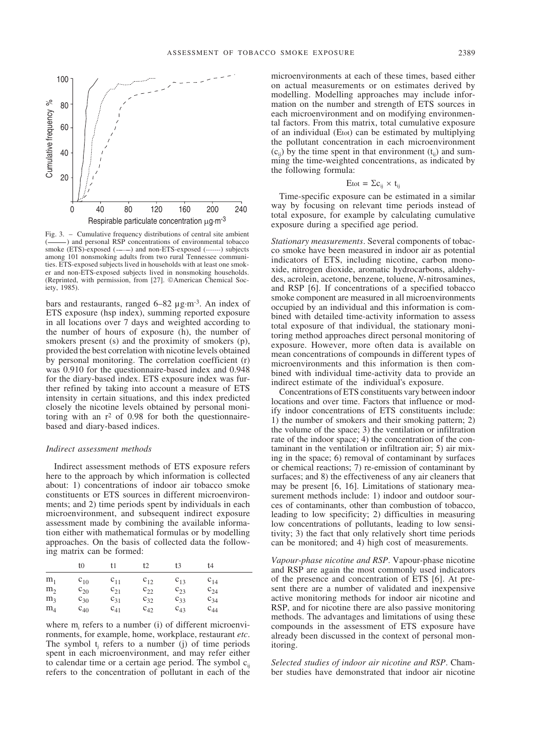Fig. 3. – Cumulative frequency distributions of central site ambient (———) and personal RSP concentrations of environmental tobacco smoke (ETS)-exposed (—·—) and non-ETS-exposed (-------) subjects among 101 nonsmoking adults from two rural Tennessee communities. ETS-exposed subjects lived in households with at least one smoker and non-ETS-exposed subjects lived in nonsmoking households. (Reprinted, with permission, from [27]. ©American Chemical Society, 1985).

bars and restaurants, ranged 6–82 µg·m$^{-3}$. An index of ETS exposure (hsp index), summing reported exposure in all locations over 7 days and weighted according to the number of hours of exposure (h), the number of smokers present (s) and the proximity of smokers (p), provided the best correlation with nicotine levels obtained by personal monitoring. The correlation coefficient (r) was 0.910 for the questionnaire-based index and 0.948 for the diary-based index. ETS exposure index was further refined by taking into account a measure of ETS intensity in certain situations, and this index predicted closely the nicotine levels obtained by personal monitoring with an $r^2$ of 0.98 for both the questionnaire-based and diary-based indices.

### *Indirect assessment methods*

Indirect assessment methods of ETS exposure refers here to the approach by which information is collected about: 1) concentrations of indoor air tobacco smoke constituents or ETS sources in different microenvironments; and 2) time periods spent by individuals in each microenvironment, and subsequent indirect exposure assessment made by combining the available information either with mathematical formulas or by modelling approaches. On the basis of collected data the following matrix can be formed:

| | t0 | t1 | t2 | t3 | t4 |
|---|---|---|---|---|---|
| $m_1$ | $c_{10}$ | $c_{11}$ | $c_{12}$ | $c_{13}$ | $c_{14}$ |
| $m_2$ | $c_{20}$ | $c_{21}$ | $c_{22}$ | $c_{23}$ | $c_{24}$ |
| $m_3$ | $c_{30}$ | $c_{31}$ | $c_{32}$ | $c_{33}$ | $c_{34}$ |
| $m_4$ | $c_{40}$ | $c_{41}$ | $c_{42}$ | $c_{43}$ | $c_{44}$ |

where $m_i$ refers to a number (i) of different microenvironments, for example, home, workplace, restaurant *etc*. The symbol $t_j$ refers to a number (j) of time periods spent in each microenvironment, and may refer either to calendar time or a certain age period. The symbol $c_{ij}$ refers to the concentration of pollutant in each of the microenvironments at each of these times, based either on actual measurements or on estimates derived by modelling. Modelling approaches may include information on the number and strength of ETS sources in each microenvironment and on modifying environmental factors. From this matrix, total cumulative exposure of an individual ($E_{tot}$) can be estimated by multiplying the pollutant concentration in each microenvironment ($c_{ij}$) by the time spent in that environment ($t_{ij}$) and summing the time-weighted concentrations, as indicated by the following formula:

$$E_{tot} = \Sigma c_{ij} \times t_{ij}$$

Time-specific exposure can be estimated in a similar way by focusing on relevant time periods instead of total exposure, for example by calculating cumulative exposure during a specified age period.

*Stationary measurements*. Several components of tobacco smoke have been measured in indoor air as potential indicators of ETS, including nicotine, carbon monoxide, nitrogen dioxide, aromatic hydrocarbons, aldehydes, acrolein, acetone, benzene, toluene, *N*-nitrosamines, and RSP [6]. If concentrations of a specified tobacco smoke component are measured in all microenvironments occupied by an individual and this information is combined with detailed time-activity information to assess total exposure of that individual, the stationary monitoring method approaches direct personal monitoring of exposure. However, more often data is available on mean concentrations of compounds in different types of microenvironments and this information is then combined with individual time-activity data to provide an indirect estimate of the individual's exposure.

Concentrations of ETS constituents vary between indoor locations and over time. Factors that influence or modify indoor concentrations of ETS constituents include: 1) the number of smokers and their smoking pattern; 2) the volume of the space; 3) the ventilation or infiltration rate of the indoor space; 4) the concentration of the contaminant in the ventilation or infiltration air; 5) air mixing in the space; 6) removal of contaminant by surfaces or chemical reactions; 7) re-emission of contaminant by surfaces; and 8) the effectiveness of any air cleaners that may be present [6, 16]. Limitations of stationary measurement methods include: 1) indoor and outdoor sources of contaminants, other than combustion of tobacco, leading to low specificity; 2) difficulties in measuring low concentrations of pollutants, leading to low sensitivity; 3) the fact that only relatively short time periods can be monitored; and 4) high cost of measurements.

*Vapour-phase nicotine and RSP*. Vapour-phase nicotine and RSP are again the most commonly used indicators of the presence and concentration of ETS [6]. At present there are a number of validated and inexpensive active monitoring methods for indoor air nicotine and RSP, and for nicotine there are also passive monitoring methods. The advantages and limitations of using these compounds in the assessment of ETS exposure have already been discussed in the context of personal monitoring.

*Selected studies of indoor air nicotine and RSP*. Chamber studies have demonstrated that indoor air nicotine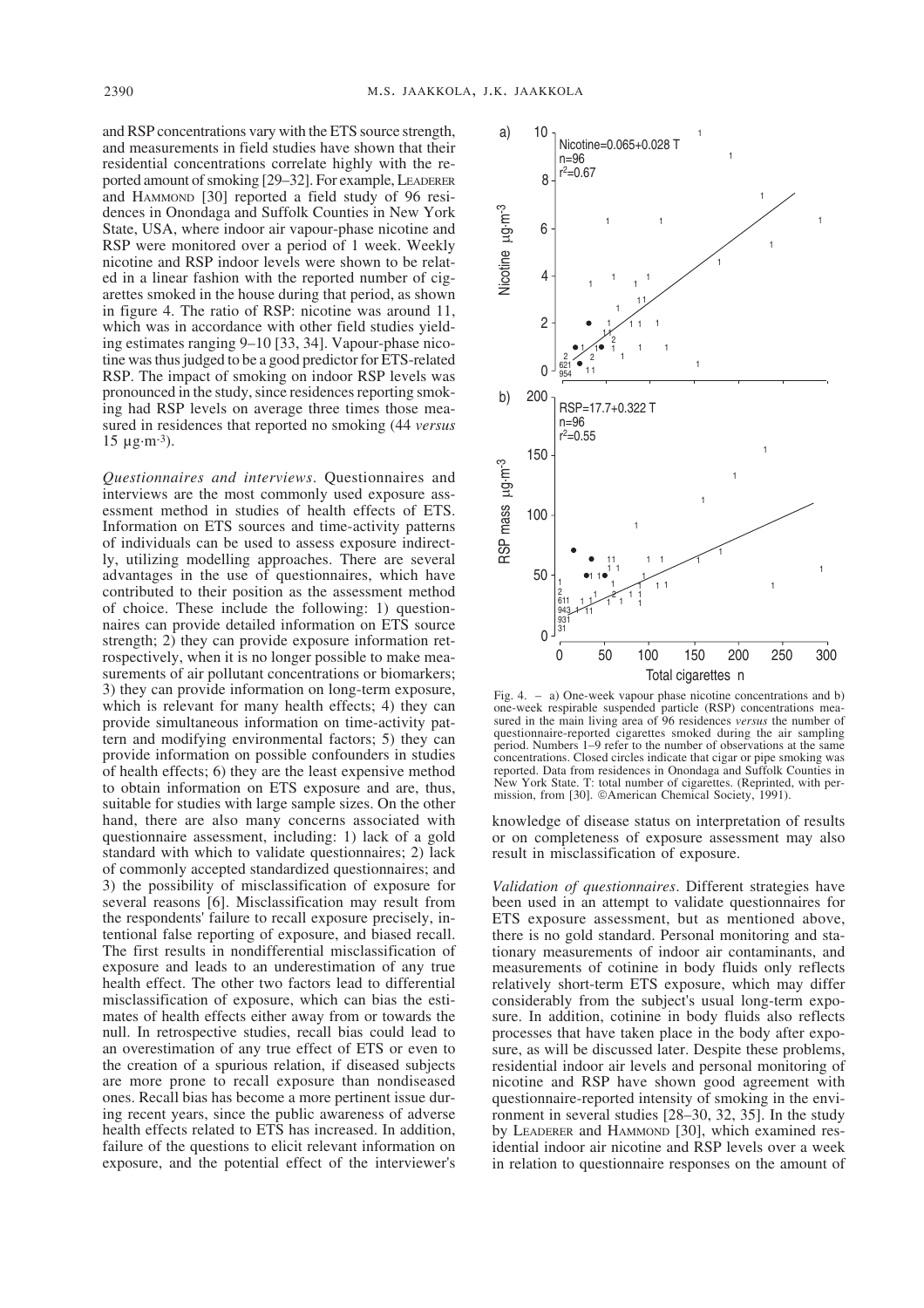and RSP concentrations vary with the ETS source strength, and measurements in field studies have shown that their residential concentrations correlate highly with the reported amount of smoking [29–32]. For example, LEADERER and HAMMOND [30] reported a field study of 96 residences in Onondaga and Suffolk Counties in New York State, USA, where indoor air vapour-phase nicotine and RSP were monitored over a period of 1 week. Weekly nicotine and RSP indoor levels were shown to be related in a linear fashion with the reported number of cigarettes smoked in the house during that period, as shown in figure 4. The ratio of RSP: nicotine was around 11, which was in accordance with other field studies yielding estimates ranging 9–10 [33, 34]. Vapour-phase nicotine was thus judged to be a good predictor for ETS-related RSP. The impact of smoking on indoor RSP levels was pronounced in the study, since residences reporting smoking had RSP levels on average three times those measured in residences that reported no smoking (44 *versus* 15 µg·m$^{-3}$).

*Questionnaires and interviews*. Questionnaires and interviews are the most commonly used exposure assessment method in studies of health effects of ETS. Information on ETS sources and time-activity patterns of individuals can be used to assess exposure indirectly, utilizing modelling approaches. There are several advantages in the use of questionnaires, which have contributed to their position as the assessment method of choice. These include the following: 1) questionnaires can provide detailed information on ETS source strength; 2) they can provide exposure information retrospectively, when it is no longer possible to make measurements of air pollutant concentrations or biomarkers; 3) they can provide information on long-term exposure, which is relevant for many health effects; 4) they can provide simultaneous information on time-activity pattern and modifying environmental factors; 5) they can provide information on possible confounders in studies of health effects; 6) they are the least expensive method to obtain information on ETS exposure and are, thus, suitable for studies with large sample sizes. On the other hand, there are also many concerns associated with questionnaire assessment, including: 1) lack of a gold standard with which to validate questionnaires; 2) lack of commonly accepted standardized questionnaires; and 3) the possibility of misclassification of exposure for several reasons [6]. Misclassification may result from the respondents' failure to recall exposure precisely, intentional false reporting of exposure, and biased recall. The first results in nondifferential misclassification of exposure and leads to an underestimation of any true health effect. The other two factors lead to differential misclassification of exposure, which can bias the estimates of health effects either away from or towards the null. In retrospective studies, recall bias could lead to an overestimation of any true effect of ETS or even to the creation of a spurious relation, if diseased subjects are more prone to recall exposure than nondiseased ones. Recall bias has become a more pertinent issue during recent years, since the public awareness of adverse health effects related to ETS has increased. In addition, failure of the questions to elicit relevant information on exposure, and the potential effect of the interviewer's knowledge of disease status on interpretation of results or on completeness of exposure assessment may also result in misclassification of exposure.

a)
Nicotine=0.065+0.028 T
n=96
$r^2$=0.67
Nicotine µg·m$^{-3}$

b)
RSP=17.7+0.322 T
n=96
$r^2$=0.55
RSP mass µg·m$^{-3}$

Total cigarettes n

Fig. 4. – a) One-week vapour phase nicotine concentrations and b) one-week respirable suspended particle (RSP) concentrations measured in the main living area of 96 residences *versus* the number of questionnaire-reported cigarettes smoked during the air sampling period. Numbers 1–9 refer to the number of observations at the same concentrations. Closed circles indicate that cigar or pipe smoking was reported. Data from residences in Onondaga and Suffolk Counties in New York State. T: total number of cigarettes. (Reprinted, with permission, from [30]. ©American Chemical Society, 1991).

*Validation of questionnaires*. Different strategies have been used in an attempt to validate questionnaires for ETS exposure assessment, but as mentioned above, there is no gold standard. Personal monitoring and stationary measurements of indoor air contaminants, and measurements of cotinine in body fluids only reflects relatively short-term ETS exposure, which may differ considerably from the subject's usual long-term exposure. In addition, cotinine in body fluids also reflects processes that have taken place in the body after exposure, as will be discussed later. Despite these problems, residential indoor air levels and personal monitoring of nicotine and RSP have shown good agreement with questionnaire-reported intensity of smoking in the environment in several studies [28–30, 32, 35]. In the study by LEADERER and HAMMOND [30], which examined residential indoor air nicotine and RSP levels over a week in relation to questionnaire responses on the amount of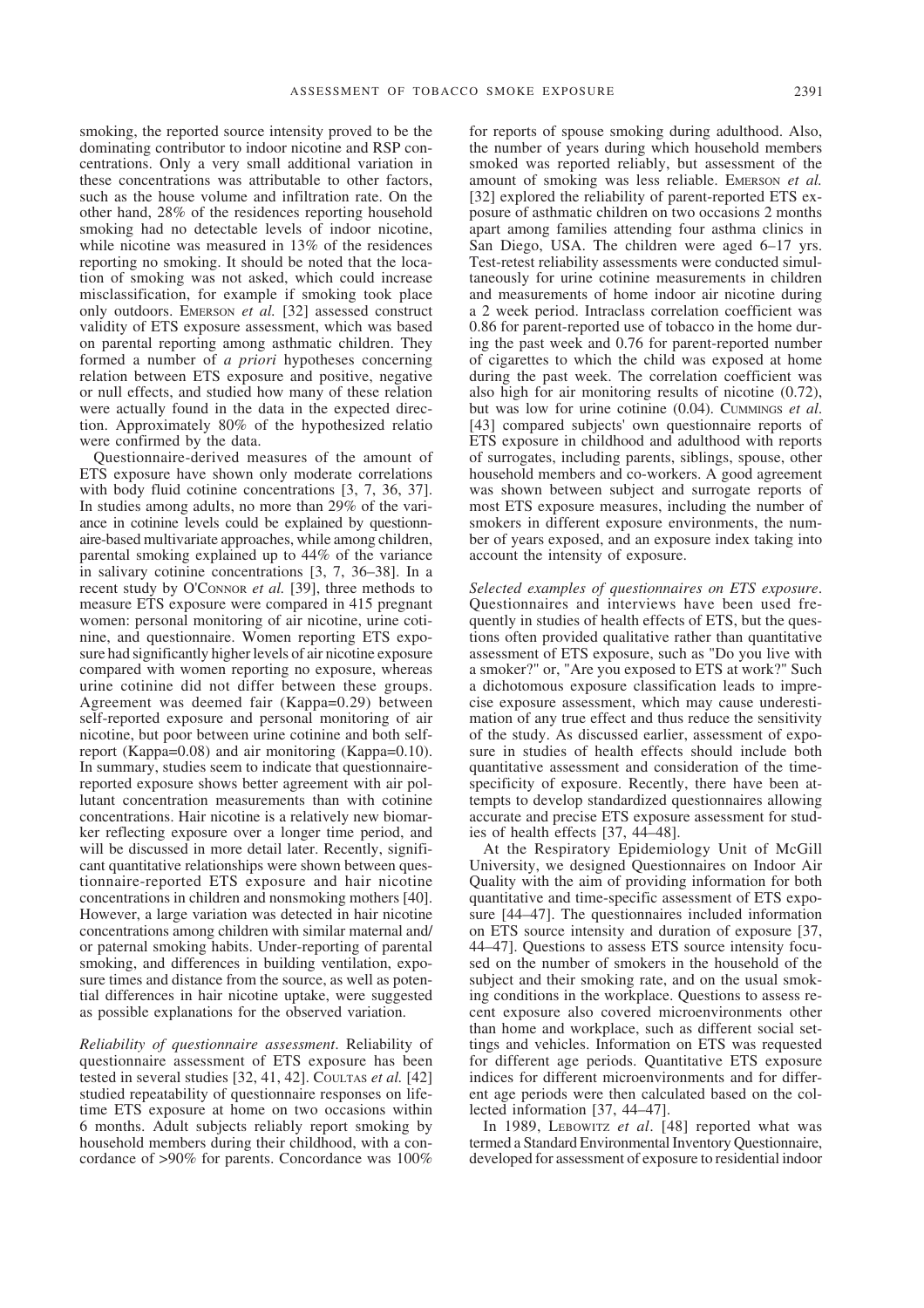smoking, the reported source intensity proved to be the dominating contributor to indoor nicotine and RSP concentrations. Only a very small additional variation in these concentrations was attributable to other factors, such as the house volume and infiltration rate. On the other hand, 28% of the residences reporting household smoking had no detectable levels of indoor nicotine, while nicotine was measured in 13% of the residences reporting no smoking. It should be noted that the location of smoking was not asked, which could increase misclassification, for example if smoking took place only outdoors. EMERSON *et al.* [32] assessed construct validity of ETS exposure assessment, which was based on parental reporting among asthmatic children. They formed a number of *a priori* hypotheses concerning relation between ETS exposure and positive, negative or null effects, and studied how many of these relation were actually found in the data in the expected direction. Approximately 80% of the hypothesized relatio were confirmed by the data.

Questionnaire-derived measures of the amount of ETS exposure have shown only moderate correlations with body fluid cotinine concentrations [3, 7, 36, 37]. In studies among adults, no more than 29% of the variance in cotinine levels could be explained by questionnaire-based multivariate approaches, while among children, parental smoking explained up to 44% of the variance in salivary cotinine concentrations [3, 7, 36–38]. In a recent study by O'CONNOR *et al.* [39], three methods to measure ETS exposure were compared in 415 pregnant women: personal monitoring of air nicotine, urine cotinine, and questionnaire. Women reporting ETS exposure had significantly higher levels of air nicotine exposure compared with women reporting no exposure, whereas urine cotinine did not differ between these groups. Agreement was deemed fair (Kappa=0.29) between self-reported exposure and personal monitoring of air nicotine, but poor between urine cotinine and both self-report (Kappa=0.08) and air monitoring (Kappa=0.10). In summary, studies seem to indicate that questionnaire-reported exposure shows better agreement with air pollutant concentration measurements than with cotinine concentrations. Hair nicotine is a relatively new biomarker reflecting exposure over a longer time period, and will be discussed in more detail later. Recently, significant quantitative relationships were shown between questionnaire-reported ETS exposure and hair nicotine concentrations in children and nonsmoking mothers [40]. However, a large variation was detected in hair nicotine concentrations among children with similar maternal and/or paternal smoking habits. Under-reporting of parental smoking, and differences in building ventilation, exposure times and distance from the source, as well as potential differences in hair nicotine uptake, were suggested as possible explanations for the observed variation.

*Reliability of questionnaire assessment*. Reliability of questionnaire assessment of ETS exposure has been tested in several studies [32, 41, 42]. COULTAS *et al.* [42] studied repeatability of questionnaire responses on lifetime ETS exposure at home on two occasions within 6 months. Adult subjects reliably report smoking by household members during their childhood, with a concordance of >90% for parents. Concordance was 100% for reports of spouse smoking during adulthood. Also, the number of years during which household members smoked was reported reliably, but assessment of the amount of smoking was less reliable. EMERSON *et al.* [32] explored the reliability of parent-reported ETS exposure of asthmatic children on two occasions 2 months apart among families attending four asthma clinics in San Diego, USA. The children were aged 6–17 yrs. Test-retest reliability assessments were conducted simultaneously for urine cotinine measurements in children and measurements of home indoor air nicotine during a 2 week period. Intraclass correlation coefficient was 0.86 for parent-reported use of tobacco in the home during the past week and 0.76 for parent-reported number of cigarettes to which the child was exposed at home during the past week. The correlation coefficient was also high for air monitoring results of nicotine (0.72), but was low for urine cotinine (0.04). CUMMINGS *et al.* [43] compared subjects' own questionnaire reports of ETS exposure in childhood and adulthood with reports of surrogates, including parents, siblings, spouse, other household members and co-workers. A good agreement was shown between subject and surrogate reports of most ETS exposure measures, including the number of smokers in different exposure environments, the number of years exposed, and an exposure index taking into account the intensity of exposure.

*Selected examples of questionnaires on ETS exposure*. Questionnaires and interviews have been used frequently in studies of health effects of ETS, but the questions often provided qualitative rather than quantitative assessment of ETS exposure, such as "Do you live with a smoker?" or, "Are you exposed to ETS at work?" Such a dichotomous exposure classification leads to imprecise exposure assessment, which may cause underestimation of any true effect and thus reduce the sensitivity of the study. As discussed earlier, assessment of exposure in studies of health effects should include both quantitative assessment and consideration of the time-specificity of exposure. Recently, there have been attempts to develop standardized questionnaires allowing accurate and precise ETS exposure assessment for studies of health effects [37, 44–48].

At the Respiratory Epidemiology Unit of McGill University, we designed Questionnaires on Indoor Air Quality with the aim of providing information for both quantitative and time-specific assessment of ETS exposure [44–47]. The questionnaires included information on ETS source intensity and duration of exposure [37, 44–47]. Questions to assess ETS source intensity focused on the number of smokers in the household of the subject and their smoking rate, and on the usual smoking conditions in the workplace. Questions to assess recent exposure also covered microenvironments other than home and workplace, such as different social settings and vehicles. Information on ETS was requested for different age periods. Quantitative ETS exposure indices for different microenvironments and for different age periods were then calculated based on the collected information [37, 44–47].

In 1989, LEBOWITZ *et al*. [48] reported what was termed a Standard Environmental Inventory Questionnaire, developed for assessment of exposure to residential indoor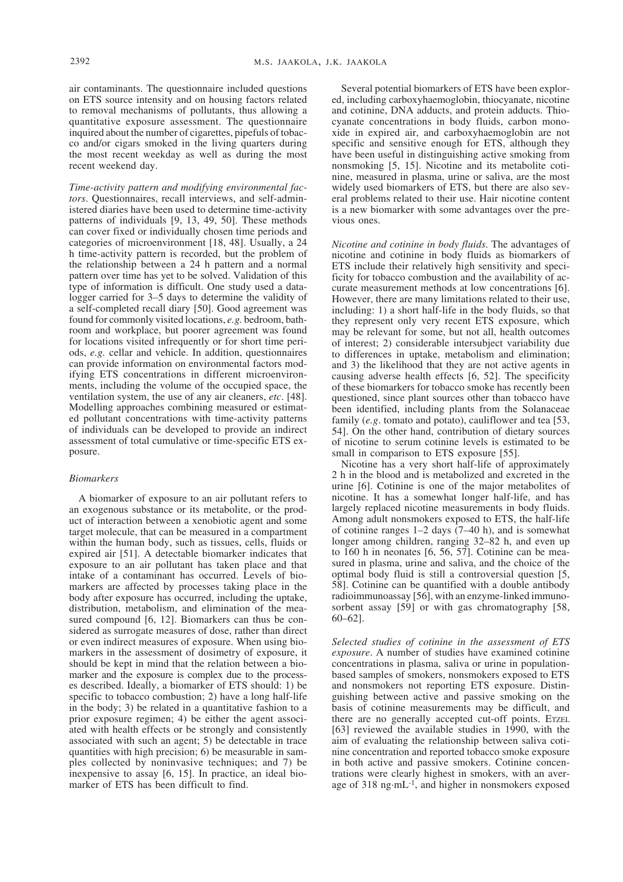air contaminants. The questionnaire included questions on ETS source intensity and on housing factors related to removal mechanisms of pollutants, thus allowing a quantitative exposure assessment. The questionnaire inquired about the number of cigarettes, pipefuls of tobacco and/or cigars smoked in the living quarters during the most recent weekday as well as during the most recent weekend day.

*Time-activity pattern and modifying environmental factors*. Questionnaires, recall interviews, and self-administered diaries have been used to determine time-activity patterns of individuals [9, 13, 49, 50]. These methods can cover fixed or individually chosen time periods and categories of microenvironment [18, 48]. Usually, a 24 h time-activity pattern is recorded, but the problem of the relationship between a 24 h pattern and a normal pattern over time has yet to be solved. Validation of this type of information is difficult. One study used a datalogger carried for 3–5 days to determine the validity of a self-completed recall diary [50]. Good agreement was found for commonly visited locations, *e.g.* bedroom, bathroom and workplace, but poorer agreement was found for locations visited infrequently or for short time periods, *e.g.* cellar and vehicle. In addition, questionnaires can provide information on environmental factors modifying ETS concentrations in different microenvironments, including the volume of the occupied space, the ventilation system, the use of any air cleaners, *etc*. [48]. Modelling approaches combining measured or estimated pollutant concentrations with time-activity patterns of individuals can be developed to provide an indirect assessment of total cumulative or time-specific ETS exposure.

### *Biomarkers*

A biomarker of exposure to an air pollutant refers to an exogenous substance or its metabolite, or the product of interaction between a xenobiotic agent and some target molecule, that can be measured in a compartment within the human body, such as tissues, cells, fluids or expired air [51]. A detectable biomarker indicates that exposure to an air pollutant has taken place and that intake of a contaminant has occurred. Levels of biomarkers are affected by processes taking place in the body after exposure has occurred, including the uptake, distribution, metabolism, and elimination of the measured compound [6, 12]. Biomarkers can thus be considered as surrogate measures of dose, rather than direct or even indirect measures of exposure. When using biomarkers in the assessment of dosimetry of exposure, it should be kept in mind that the relation between a biomarker and the exposure is complex due to the processes described. Ideally, a biomarker of ETS should: 1) be specific to tobacco combustion; 2) have a long half-life in the body; 3) be related in a quantitative fashion to a prior exposure regimen; 4) be either the agent associated with health effects or be strongly and consistently associated with such an agent; 5) be detectable in trace quantities with high precision; 6) be measurable in samples collected by noninvasive techniques; and 7) be inexpensive to assay [6, 15]. In practice, an ideal biomarker of ETS has been difficult to find.

Several potential biomarkers of ETS have been explored, including carboxyhaemoglobin, thiocyanate, nicotine and cotinine, DNA adducts, and protein adducts. Thiocyanate concentrations in body fluids, carbon monoxide in expired air, and carboxyhaemoglobin are not specific and sensitive enough for ETS, although they have been useful in distinguishing active smoking from nonsmoking [5, 15]. Nicotine and its metabolite cotinine, measured in plasma, urine or saliva, are the most widely used biomarkers of ETS, but there are also several problems related to their use. Hair nicotine content is a new biomarker with some advantages over the previous ones.

*Nicotine and cotinine in body fluids.* The advantages of nicotine and cotinine in body fluids as biomarkers of ETS include their relatively high sensitivity and specificity for tobacco combustion and the availability of accurate measurement methods at low concentrations [6]. However, there are many limitations related to their use, including: 1) a short half-life in the body fluids, so that they represent only very recent ETS exposure, which may be relevant for some, but not all, health outcomes of interest; 2) considerable intersubject variability due to differences in uptake, metabolism and elimination; and 3) the likelihood that they are not active agents in causing adverse health effects [6, 52]. The specificity of these biomarkers for tobacco smoke has recently been questioned, since plant sources other than tobacco have been identified, including plants from the Solanaceae family (*e.g*. tomato and potato), cauliflower and tea [53, 54]. On the other hand, contribution of dietary sources of nicotine to serum cotinine levels is estimated to be small in comparison to ETS exposure [55].

Nicotine has a very short half-life of approximately 2 h in the blood and is metabolized and excreted in the urine [6]. Cotinine is one of the major metabolites of nicotine. It has a somewhat longer half-life, and has largely replaced nicotine measurements in body fluids. Among adult nonsmokers exposed to ETS, the half-life of cotinine ranges 1–2 days (7–40 h), and is somewhat longer among children, ranging 32–82 h, and even up to 160 h in neonates [6, 56, 57]. Cotinine can be measured in plasma, urine and saliva, and the choice of the optimal body fluid is still a controversial question [5, 58]. Cotinine can be quantified with a double antibody radioimmunoassay [56], with an enzyme-linked immunosorbent assay [59] or with gas chromatography [58, 60–62].

*Selected studies of cotinine in the assessment of ETS exposure*. A number of studies have examined cotinine concentrations in plasma, saliva or urine in population-based samples of smokers, nonsmokers exposed to ETS and nonsmokers not reporting ETS exposure. Distinguishing between active and passive smoking on the basis of cotinine measurements may be difficult, and there are no generally accepted cut-off points. Etzel [63] reviewed the available studies in 1990, with the aim of evaluating the relationship between saliva cotinine concentration and reported tobacco smoke exposure in both active and passive smokers. Cotinine concentrations were clearly highest in smokers, with an average of 318 $ng \cdot mL^{-1}$, and higher in nonsmokers exposed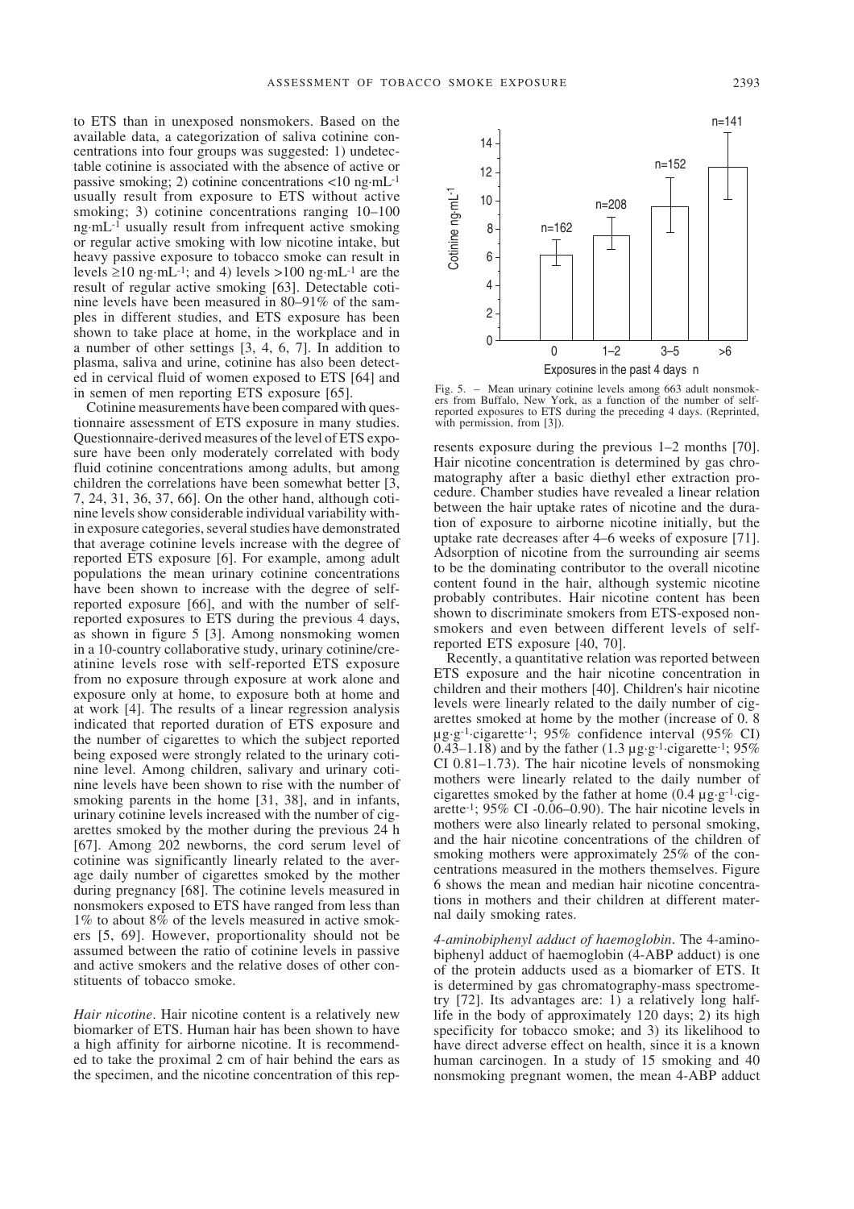to ETS than in unexposed nonsmokers. Based on the available data, a categorization of saliva cotinine concentrations into four groups was suggested: 1) undetectable cotinine is associated with the absence of active or passive smoking; 2) cotinine concentrations <10 ng·mL$^{-1}$ usually result from exposure to ETS without active smoking; 3) cotinine concentrations ranging 10–100 ng·mL$^{-1}$ usually result from infrequent active smoking or regular active smoking with low nicotine intake, but heavy passive exposure to tobacco smoke can result in levels ≥10 ng·mL$^{-1}$; and 4) levels >100 ng·mL$^{-1}$ are the result of regular active smoking [63]. Detectable cotinine levels have been measured in 80–91% of the samples in different studies, and ETS exposure has been shown to take place at home, in the workplace and in a number of other settings [3, 4, 6, 7]. In addition to plasma, saliva and urine, cotinine has also been detected in cervical fluid of women exposed to ETS [64] and in semen of men reporting ETS exposure [65].

Cotinine measurements have been compared with questionnaire assessment of ETS exposure in many studies. Questionnaire-derived measures of the level of ETS exposure have been only moderately correlated with body fluid cotinine concentrations among adults, but among children the correlations have been somewhat better [3, 7, 24, 31, 36, 37, 66]. On the other hand, although cotinine levels show considerable individual variability within exposure categories, several studies have demonstrated that average cotinine levels increase with the degree of reported ETS exposure [6]. For example, among adult populations the mean urinary cotinine concentrations have been shown to increase with the degree of self-reported exposure [66], and with the number of self-reported exposures to ETS during the previous 4 days, as shown in figure 5 [3]. Among nonsmoking women in a 10-country collaborative study, urinary cotinine/creatinine levels rose with self-reported ETS exposure from no exposure through exposure at work alone and exposure only at home, to exposure both at home and at work [4]. The results of a linear regression analysis indicated that reported duration of ETS exposure and the number of cigarettes to which the subject reported being exposed were strongly related to the urinary cotinine level. Among children, salivary and urinary cotinine levels have been shown to rise with the number of smoking parents in the home [31, 38], and in infants, urinary cotinine levels increased with the number of cigarettes smoked by the mother during the previous 24 h [67]. Among 202 newborns, the cord serum level of cotinine was significantly linearly related to the average daily number of cigarettes smoked by the mother during pregnancy [68]. The cotinine levels measured in nonsmokers exposed to ETS have ranged from less than 1% to about 8% of the levels measured in active smokers [5, 69]. However, proportionality should not be assumed between the ratio of cotinine levels in passive and active smokers and the relative doses of other constituents of tobacco smoke.

*Hair nicotine*. Hair nicotine content is a relatively new biomarker of ETS. Human hair has been shown to have a high affinity for airborne nicotine. It is recommended to take the proximal 2 cm of hair behind the ears as the specimen, and the nicotine concentration of this represents exposure during the previous 1–2 months [70]. Hair nicotine concentration is determined by gas chromatography after a basic diethyl ether extraction procedure. Chamber studies have revealed a linear relation between the hair uptake rates of nicotine and the duration of exposure to airborne nicotine initially, but the uptake rate decreases after 4–6 weeks of exposure [71]. Adsorption of nicotine from the surrounding air seems to be the dominating contributor to the overall nicotine content found in the hair, although systemic nicotine probably contributes. Hair nicotine content has been shown to discriminate smokers from ETS-exposed nonsmokers and even between different levels of self-reported ETS exposure [40, 70].

Fig. 5. – Mean urinary cotinine levels among 663 adult nonsmokers from Buffalo, New York, as a function of the number of self-reported exposures to ETS during the preceding 4 days. (Reprinted, with permission, from [3]).

Recently, a quantitative relation was reported between ETS exposure and the hair nicotine concentration in children and their mothers [40]. Children's hair nicotine levels were linearly related to the daily number of cigarettes smoked at home by the mother (increase of 0. 8 µg·g$^{-1}$·cigarette$^{-1}$; 95% confidence interval (95% CI) 0.43–1.18) and by the father (1.3 µg·g$^{-1}$·cigarette$^{-1}$; 95% CI 0.81–1.73). The hair nicotine levels of nonsmoking mothers were linearly related to the daily number of cigarettes smoked by the father at home (0.4 µg·g$^{-1}$·cigarette$^{-1}$; 95% CI -0.06–0.90). The hair nicotine levels in mothers were also linearly related to personal smoking, and the hair nicotine concentrations of the children of smoking mothers were approximately 25% of the concentrations measured in the mothers themselves. Figure 6 shows the mean and median hair nicotine concentrations in mothers and their children at different maternal daily smoking rates.

*4-aminobiphenyl adduct of haemoglobin*. The 4-aminobiphenyl adduct of haemoglobin (4-ABP adduct) is one of the protein adducts used as a biomarker of ETS. It is determined by gas chromatography-mass spectrometry [72]. Its advantages are: 1) a relatively long half-life in the body of approximately 120 days; 2) its high specificity for tobacco smoke; and 3) its likelihood to have direct adverse effect on health, since it is a known human carcinogen. In a study of 15 smoking and 40 nonsmoking pregnant women, the mean 4-ABP adduct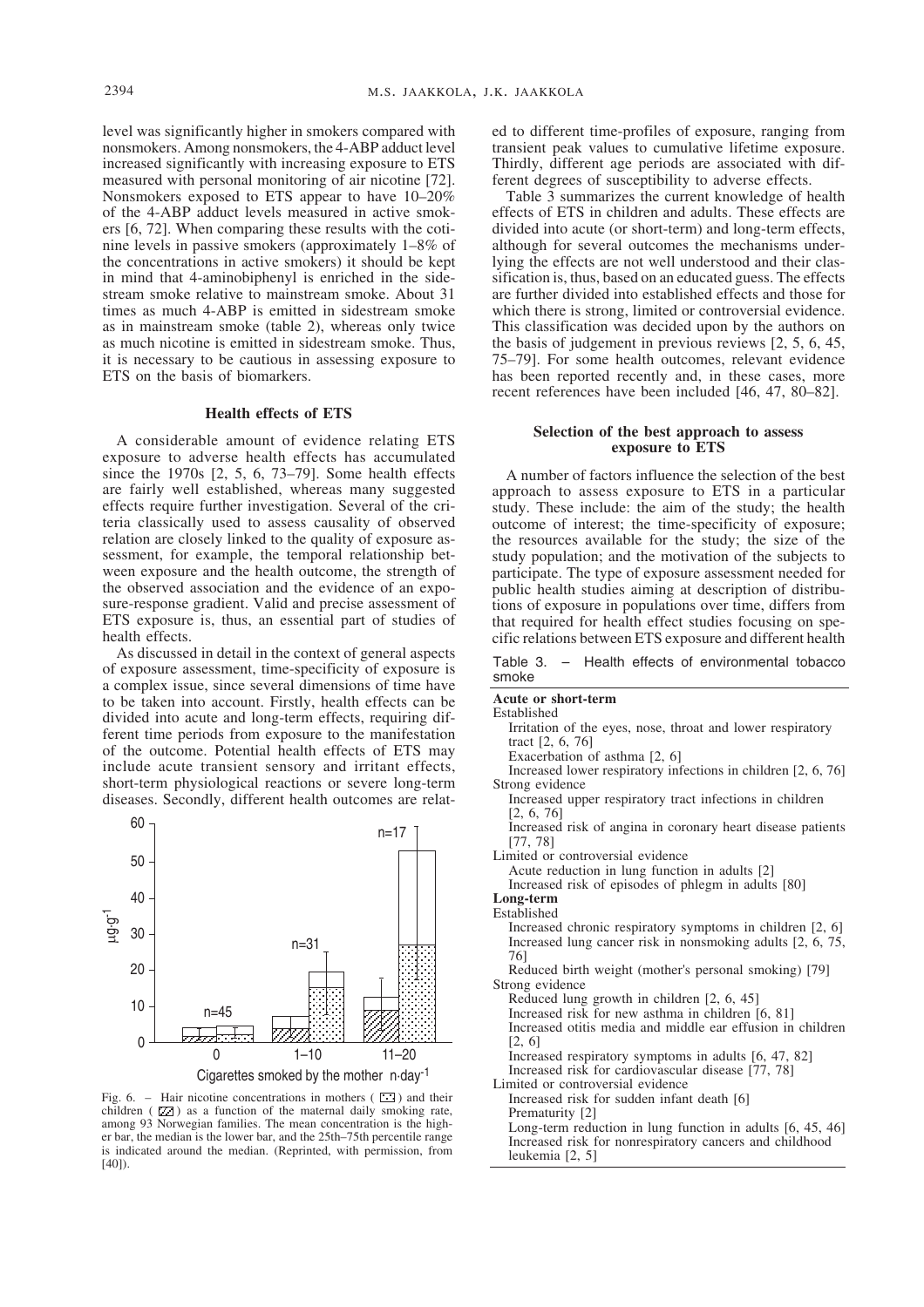level was significantly higher in smokers compared with nonsmokers. Among nonsmokers, the 4-ABP adduct level increased significantly with increasing exposure to ETS measured with personal monitoring of air nicotine [72]. Nonsmokers exposed to ETS appear to have 10–20% of the 4-ABP adduct levels measured in active smokers [6, 72]. When comparing these results with the cotinine levels in passive smokers (approximately 1–8% of the concentrations in active smokers) it should be kept in mind that 4-aminobiphenyl is enriched in the sidestream smoke relative to mainstream smoke. About 31 times as much 4-ABP is emitted in sidestream smoke as in mainstream smoke (table 2), whereas only twice as much nicotine is emitted in sidestream smoke. Thus, it is necessary to be cautious in assessing exposure to ETS on the basis of biomarkers.

## Health effects of ETS

A considerable amount of evidence relating ETS exposure to adverse health effects has accumulated since the 1970s [2, 5, 6, 73–79]. Some health effects are fairly well established, whereas many suggested effects require further investigation. Several of the criteria classically used to assess causality of observed relation are closely linked to the quality of exposure assessment, for example, the temporal relationship between exposure and the health outcome, the strength of the observed association and the evidence of an exposure-response gradient. Valid and precise assessment of ETS exposure is, thus, an essential part of studies of health effects.

As discussed in detail in the context of general aspects of exposure assessment, time-specificity of exposure is a complex issue, since several dimensions of time have to be taken into account. Firstly, health effects can be divided into acute and long-term effects, requiring different time periods from exposure to the manifestation of the outcome. Potential health effects of ETS may include acute transient sensory and irritant effects, short-term physiological reactions or severe long-term diseases. Secondly, different health outcomes are related to different time-profiles of exposure, ranging from transient peak values to cumulative lifetime exposure. Thirdly, different age periods are associated with different degrees of susceptibility to adverse effects.

Fig. 6. – Hair nicotine concentrations in mothers ( ) and their children ( ) as a function of the maternal daily smoking rate, among 93 Norwegian families. The mean concentration is the higher bar, the median is the lower bar, and the 25th–75th percentile range is indicated around the median. (Reprinted, with permission, from [40]).

Table 3 summarizes the current knowledge of health effects of ETS in children and adults. These effects are divided into acute (or short-term) and long-term effects, although for several outcomes the mechanisms underlying the effects are not well understood and their classification is, thus, based on an educated guess. The effects are further divided into established effects and those for which there is strong, limited or controversial evidence. This classification was decided upon by the authors on the basis of judgement in previous reviews [2, 5, 6, 45, 75–79]. For some health outcomes, relevant evidence has been reported recently and, in these cases, more recent references have been included [46, 47, 80–82].

## Selection of the best approach to assess exposure to ETS

A number of factors influence the selection of the best approach to assess exposure to ETS in a particular study. These include: the aim of the study; the health outcome of interest; the time-specificity of exposure; the resources available for the study; the size of the study population; and the motivation of the subjects to participate. The type of exposure assessment needed for public health studies aiming at description of distributions of exposure in populations over time, differs from that required for health effect studies focusing on specific relations between ETS exposure and different health

Table 3. – Health effects of environmental tobacco smoke

**Acute or short-term**
- Established
  - Irritation of the eyes, nose, throat and lower respiratory tract [2, 6, 76]
  - Exacerbation of asthma [2, 6]
  - Increased lower respiratory infections in children [2, 6, 76]
- Strong evidence
  - Increased upper respiratory tract infections in children [2, 6, 76]
  - Increased risk of angina in coronary heart disease patients [77, 78]
- Limited or controversial evidence
  - Acute reduction in lung function in adults [2]
  - Increased risk of episodes of phlegm in adults [80]

**Long-term**
- Established
  - Increased chronic respiratory symptoms in children [2, 6]
  - Increased lung cancer risk in nonsmoking adults [2, 6, 75, 76]
  - Reduced birth weight (mother's personal smoking) [79]
- Strong evidence
  - Reduced lung growth in children [2, 6, 45]
  - Increased risk for new asthma in children [6, 81]
  - Increased otitis media and middle ear effusion in children [2, 6]
  - Increased respiratory symptoms in adults [6, 47, 82]
  - Increased risk for cardiovascular disease [77, 78]
- Limited or controversial evidence
  - Increased risk for sudden infant death [6]
  - Prematurity [2]
  - Long-term reduction in lung function in adults [6, 45, 46]
  - Increased risk for nonrespiratory cancers and childhood leukemia [2, 5]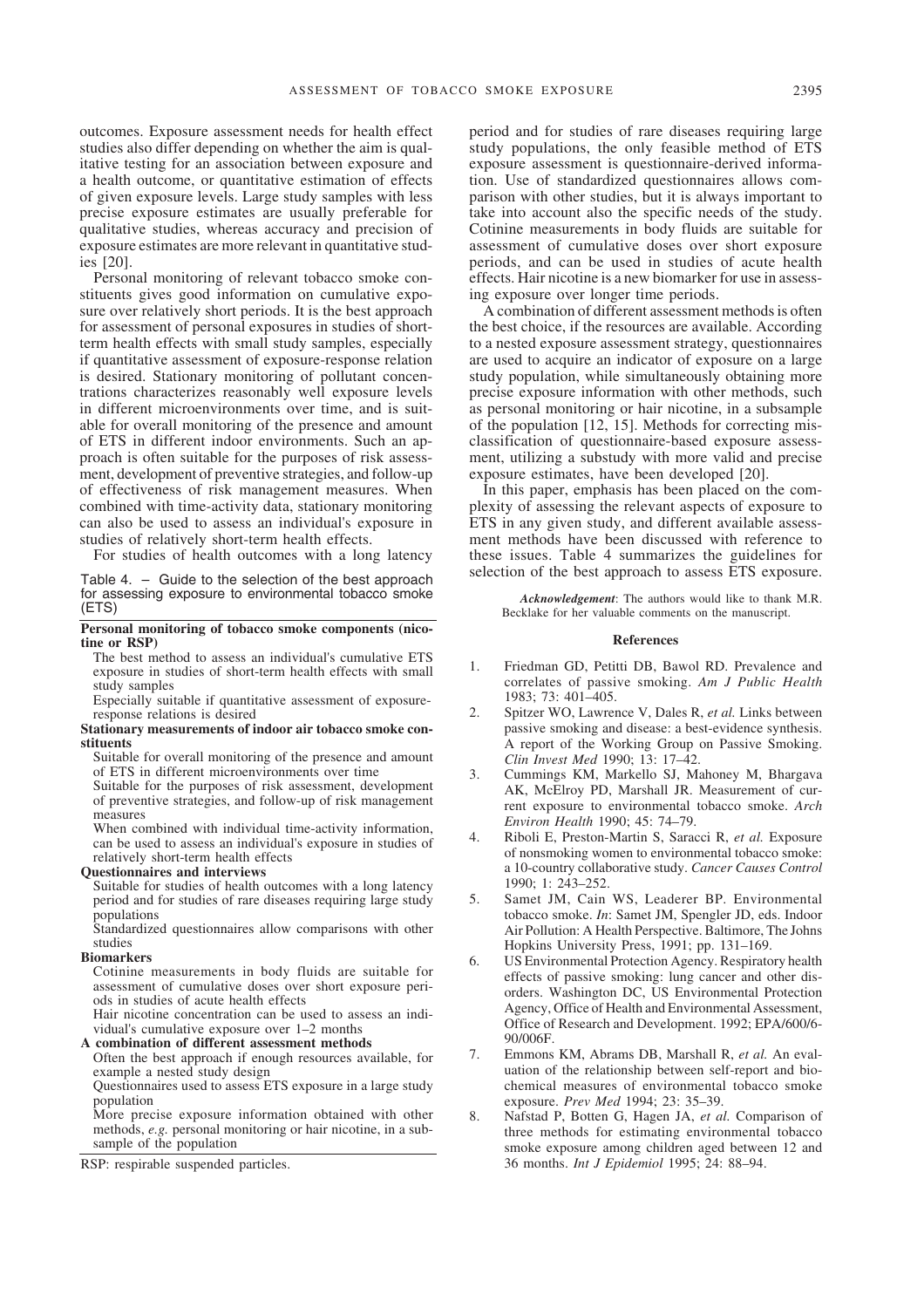outcomes. Exposure assessment needs for health effect studies also differ depending on whether the aim is qualitative testing for an association between exposure and a health outcome, or quantitative estimation of effects of given exposure levels. Large study samples with less precise exposure estimates are usually preferable for qualitative studies, whereas accuracy and precision of exposure estimates are more relevant in quantitative studies [20].

Personal monitoring of relevant tobacco smoke constituents gives good information on cumulative exposure over relatively short periods. It is the best approach for assessment of personal exposures in studies of short-term health effects with small study samples, especially if quantitative assessment of exposure-response relation is desired. Stationary monitoring of pollutant concentrations characterizes reasonably well exposure levels in different microenvironments over time, and is suitable for overall monitoring of the presence and amount of ETS in different indoor environments. Such an approach is often suitable for the purposes of risk assessment, development of preventive strategies, and follow-up of effectiveness of risk management measures. When combined with time-activity data, stationary monitoring can also be used to assess an individual's exposure in studies of relatively short-term health effects.

For studies of health outcomes with a long latency period and for studies of rare diseases requiring large study populations, the only feasible method of ETS exposure assessment is questionnaire-derived information. Use of standardized questionnaires allows comparison with other studies, but it is always important to take into account also the specific needs of the study. Cotinine measurements in body fluids are suitable for assessment of cumulative doses over short exposure periods, and can be used in studies of acute health effects. Hair nicotine is a new biomarker for use in assessing exposure over longer time periods.

A combination of different assessment methods is often the best choice, if the resources are available. According to a nested exposure assessment strategy, questionnaires are used to acquire an indicator of exposure on a large study population, while simultaneously obtaining more precise exposure information with other methods, such as personal monitoring or hair nicotine, in a subsample of the population [12, 15]. Methods for correcting misclassification of questionnaire-based exposure assessment, utilizing a substudy with more valid and precise exposure estimates, have been developed [20].

In this paper, emphasis has been placed on the complexity of assessing the relevant aspects of exposure to ETS in any given study, and different available assessment methods have been discussed with reference to these issues. Table 4 summarizes the guidelines for selection of the best approach to assess ETS exposure.

Table 4. – Guide to the selection of the best approach for assessing exposure to environmental tobacco smoke (ETS)

**Personal monitoring of tobacco smoke components (nicotine or RSP)**
- The best method to assess an individual's cumulative ETS exposure in studies of short-term health effects with small study samples
- Especially suitable if quantitative assessment of exposure-response relations is desired

**Stationary measurements of indoor air tobacco smoke constituents**
- Suitable for overall monitoring of the presence and amount of ETS in different microenvironments over time
- Suitable for the purposes of risk assessment, development of preventive strategies, and follow-up of risk management measures
- When combined with individual time-activity information, can be used to assess an individual's exposure in studies of relatively short-term health effects

**Questionnaires and interviews**
- Suitable for studies of health outcomes with a long latency period and for studies of rare diseases requiring large study populations
- Standardized questionnaires allow comparisons with other studies

**Biomarkers**
- Cotinine measurements in body fluids are suitable for assessment of cumulative doses over short exposure periods in studies of acute health effects
- Hair nicotine concentration can be used to assess an individual's cumulative exposure over 1–2 months

**A combination of different assessment methods**
- Often the best approach if enough resources available, for example a nested study design
- Questionnaires used to assess ETS exposure in a large study population
- More precise exposure information obtained with other methods, *e.g.* personal monitoring or hair nicotine, in a subsample of the population

RSP: respirable suspended particles.

*Acknowledgement*: The authors would like to thank M.R. Becklake for her valuable comments on the manuscript.

## References

1. Friedman GD, Petitti DB, Bawol RD. Prevalence and correlates of passive smoking. *Am J Public Health* 1983; 73: 401–405.
2. Spitzer WO, Lawrence V, Dales R, *et al.* Links between passive smoking and disease: a best-evidence synthesis. A report of the Working Group on Passive Smoking. *Clin Invest Med* 1990; 13: 17–42.
3. Cummings KM, Markello SJ, Mahoney M, Bhargava AK, McElroy PD, Marshall JR. Measurement of current exposure to environmental tobacco smoke. *Arch Environ Health* 1990; 45: 74–79.
4. Riboli E, Preston-Martin S, Saracci R, *et al.* Exposure of nonsmoking women to environmental tobacco smoke: a 10-country collaborative study. *Cancer Causes Control* 1990; 1: 243–252.
5. Samet JM, Cain WS, Leaderer BP. Environmental tobacco smoke. *In*: Samet JM, Spengler JD, eds. Indoor Air Pollution: A Health Perspective. Baltimore, The Johns Hopkins University Press, 1991; pp. 131–169.
6. US Environmental Protection Agency. Respiratory health effects of passive smoking: lung cancer and other disorders. Washington DC, US Environmental Protection Agency, Office of Health and Environmental Assessment, Office of Research and Development. 1992; EPA/600/6-90/006F.
7. Emmons KM, Abrams DB, Marshall R, *et al.* An evaluation of the relationship between self-report and biochemical measures of environmental tobacco smoke exposure. *Prev Med* 1994; 23: 35–39.
8. Nafstad P, Botten G, Hagen JA, *et al.* Comparison of three methods for estimating environmental tobacco smoke exposure among children aged between 12 and 36 months. *Int J Epidemiol* 1995; 24: 88–94.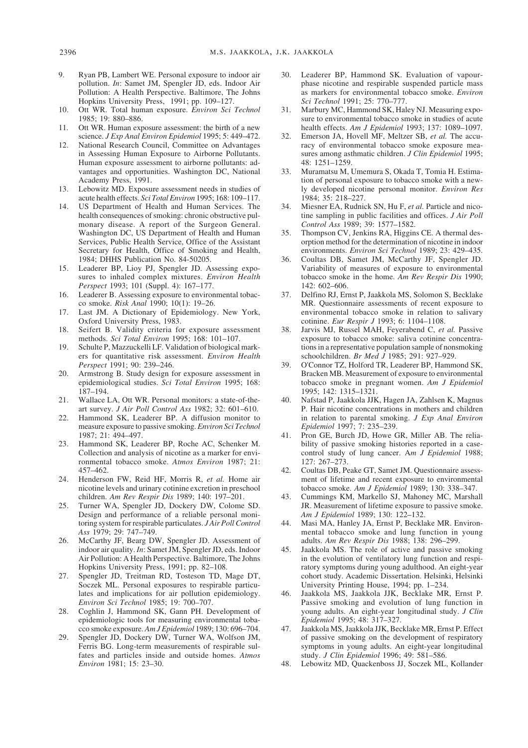9. Ryan PB, Lambert WE. Personal exposure to indoor air pollution. *In*: Samet JM, Spengler JD, eds. Indoor Air Pollution: A Health Perspective. Baltimore, The Johns Hopkins University Press, 1991; pp. 109–127.
10. Ott WR. Total human exposure. *Environ Sci Technol* 1985; 19: 880–886.
11. Ott WR. Human exposure assessment: the birth of a new science. *J Exp Anal Environ Epidemiol* 1995; 5: 449–472.
12. National Research Council, Committee on Advantages in Assessing Human Exposure to Airborne Pollutants. Human exposure assessment to airborne pollutants: advantages and opportunities. Washington DC, National Academy Press, 1991.
13. Lebowitz MD. Exposure assessment needs in studies of acute health effects. *Sci Total Environ* 1995; 168: 109–117.
14. US Department of Health and Human Services. The health consequences of smoking: chronic obstructive pulmonary disease. A report of the Surgeon General. Washington DC, US Department of Health and Human Services, Public Health Service, Office of the Assistant Secretary for Health, Office of Smoking and Health, 1984; DHHS Publication No. 84-50205.
15. Leaderer BP, Lioy PJ, Spengler JD. Assessing exposures to inhaled complex mixtures. *Environ Health Perspect* 1993; 101 (Suppl. 4): 167–177.
16. Leaderer B. Assessing exposure to environmental tobacco smoke. *Risk Anal* 1990; 10(1): 19–26.
17. Last JM. A Dictionary of Epidemiology. New York, Oxford University Press, 1983.
18. Seifert B. Validity criteria for exposure assessment methods. *Sci Total Environ* 1995; 168: 101–107.
19. Schulte P, Mazzuckelli LF. Validation of biological markers for quantitative risk assessment. *Environ Health Perspect* 1991; 90: 239–246.
20. Armstrong B. Study design for exposure assessment in epidemiological studies. *Sci Total Environ* 1995; 168: 187–194.
21. Wallace LA, Ott WR. Personal monitors: a state-of-the-art survey. *J Air Poll Control Ass* 1982; 32: 601–610.
22. Hammond SK, Leaderer BP. A diffusion monitor to measure exposure to passive smoking. *Environ Sci Technol* 1987; 21: 494–497.
23. Hammond SK, Leaderer BP, Roche AC, Schenker M. Collection and analysis of nicotine as a marker for environmental tobacco smoke. *Atmos Environ* 1987; 21: 457–462.
24. Henderson FW, Reid HF, Morris R, *et al.* Home air nicotine levels and urinary cotinine excretion in preschool children. *Am Rev Respir Dis* 1989; 140: 197–201.
25. Turner WA, Spengler JD, Dockery DW, Colome SD. Design and performance of a reliable personal monitoring system for respirable particulates. *J Air Poll Control Ass* 1979; 29: 747–749.
26. McCarthy JF, Bearg DW, Spengler JD. Assessment of indoor air quality. *In*: Samet JM, Spengler JD, eds. Indoor Air Pollution: A Health Perspective. Baltimore, The Johns Hopkins University Press, 1991; pp. 82–108.
27. Spengler JD, Treitman RD, Tosteson TD, Mage DT, Soczek ML. Personal exposures to respirable particulates and implications for air pollution epidemiology. *Environ Sci Technol* 1985; 19: 700–707.
28. Coghlin J, Hammond SK, Gann PH. Development of epidemiologic tools for measuring environmental tobacco smoke exposure. *Am J Epidemiol* 1989; 130: 696–704.
29. Spengler JD, Dockery DW, Turner WA, Wolfson JM, Ferris BG. Long-term measurements of respirable sulfates and particles inside and outside homes. *Atmos Environ* 1981; 15: 23–30.
30. Leaderer BP, Hammond SK. Evaluation of vapour-phase nicotine and respirable suspended particle mass as markers for environmental tobacco smoke. *Environ Sci Technol* 1991; 25: 770–777.
31. Marbury MC, Hammond SK, Haley NJ. Measuring exposure to environmental tobacco smoke in studies of acute health effects. *Am J Epidemiol* 1993; 137: 1089–1097.
32. Emerson JA, Hovell MF, Meltzer SB, *et al.* The accuracy of environmental tobacco smoke exposure measures among asthmatic children. *J Clin Epidemiol* 1995; 48: 1251–1259.
33. Muramatsu M, Umemura S, Okada T, Tomia H. Estimation of personal exposure to tobacco smoke with a newly developed nicotine personal monitor. *Environ Res* 1984; 35: 218–227.
34. Miesner EA, Rudnick SN, Hu F, *et al.* Particle and nicotine sampling in public facilities and offices. *J Air Poll Control Ass* 1989; 39: 1577–1582.
35. Thompson CV, Jenkins RA, Higgins CE. A thermal desorption method for the determination of nicotine in indoor environments. *Environ Sci Technol* 1989; 23: 429–435.
36. Coultas DB, Samet JM, McCarthy JF, Spengler JD. Variability of measures of exposure to environmental tobacco smoke in the home. *Am Rev Respir Dis* 1990; 142: 602–606.
37. Delfino RJ, Ernst P, Jaakkola MS, Solomon S, Becklake MR. Questionnaire assessments of recent exposure to environmental tobacco smoke in relation to salivary cotinine. *Eur Respir J* 1993; 6: 1104–1108.
38. Jarvis MJ, Russel MAH, Feyerabend C, *et al.* Passive exposure to tobacco smoke: saliva cotinine concentrations in a representative population sample of nonsmoking schoolchildren. *Br Med J* 1985; 291: 927–929.
39. O'Connor TZ, Holford TR, Leaderer BP, Hammond SK, Bracken MB. Measurement of exposure to environmental tobacco smoke in pregnant women. *Am J Epidemiol* 1995; 142: 1315–1321.
40. Nafstad P, Jaakkola JJK, Hagen JA, Zahlsen K, Magnus P. Hair nicotine concentrations in mothers and children in relation to parental smoking. *J Exp Anal Environ Epidemiol* 1997; 7: 235–239.
41. Pron GE, Burch JD, Howe GR, Miller AB. The reliability of passive smoking histories reported in a case-control study of lung cancer. *Am J Epidemiol* 1988; 127: 267–273.
42. Coultas DB, Peake GT, Samet JM. Questionnaire assessment of lifetime and recent exposure to environmental tobacco smoke. *Am J Epidemiol* 1989; 130: 338–347.
43. Cummings KM, Markello SJ, Mahoney MC, Marshall JR. Measurement of lifetime exposure to passive smoke. *Am J Epidemiol* 1989; 130: 122–132.
44. Masi MA, Hanley JA, Ernst P, Becklake MR. Environmental tobacco smoke and lung function in young adults. *Am Rev Respir Dis* 1988; 138: 296–299.
45. Jaakkola MS. The role of active and passive smoking in the evolution of ventilatory lung function and respiratory symptoms during young adulthood. An eight-year cohort study. Academic Dissertation. Helsinki, Helsinki University Printing House, 1994; pp. 1–234.
46. Jaakkola MS, Jaakkola JJK, Becklake MR, Ernst P. Passive smoking and evolution of lung function in young adults. An eight-year longitudinal study. *J Clin Epidemiol* 1995; 48: 317–327.
47. Jaakkola MS, Jaakkola JJK, Becklake MR, Ernst P. Effect of passive smoking on the development of respiratory symptoms in young adults. An eight-year longitudinal study. *J Clin Epidemiol* 1996; 49: 581–586.
48. Lebowitz MD, Quackenboss JJ, Soczek ML, Kollander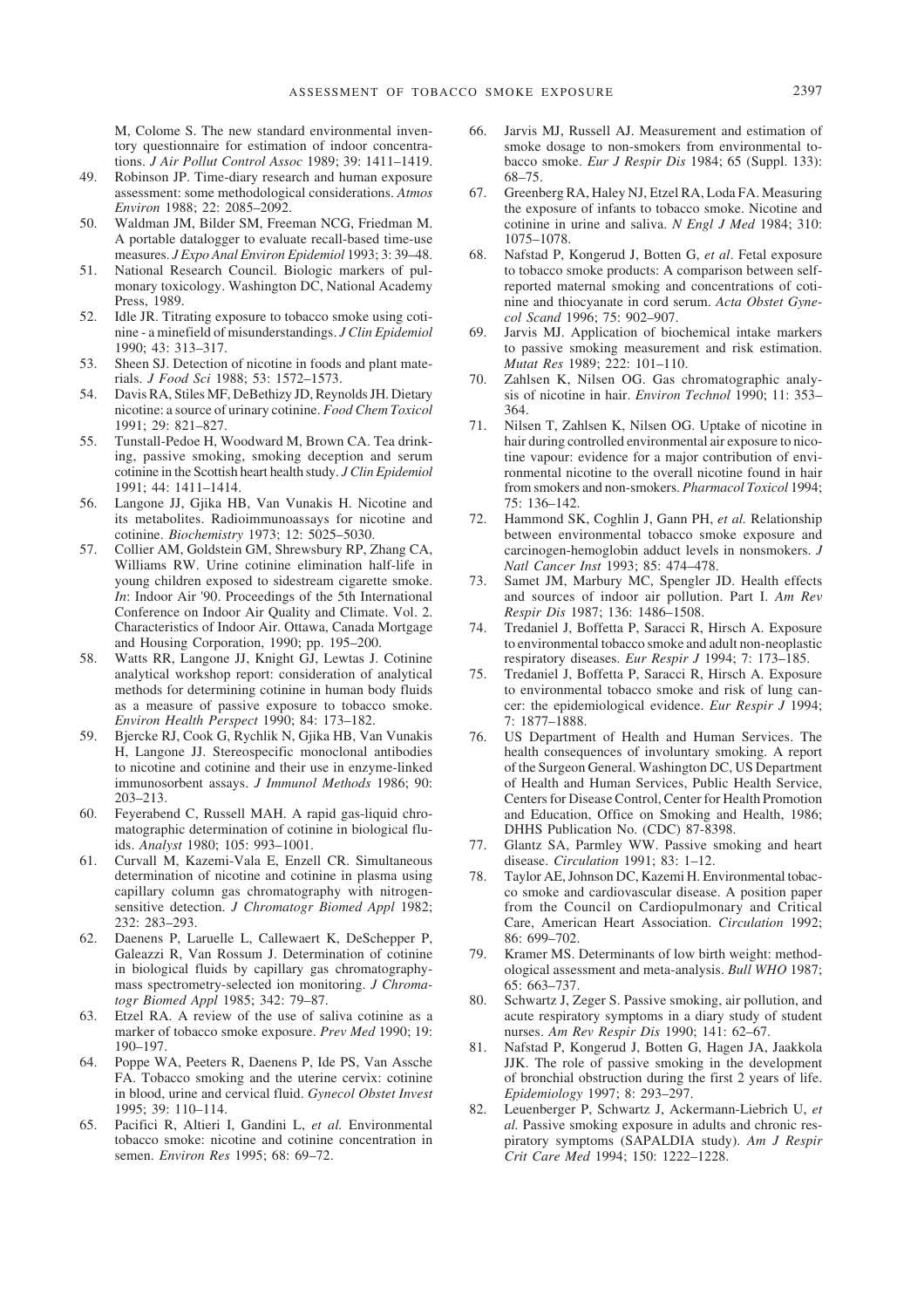M, Colome S. The new standard environmental inventory questionnaire for estimation of indoor concentrations. *J Air Pollut Control Assoc* 1989; 39: 1411–1419.

49. Robinson JP. Time-diary research and human exposure assessment: some methodological considerations. *Atmos Environ* 1988; 22: 2085–2092.
50. Waldman JM, Bilder SM, Freeman NCG, Friedman M. A portable datalogger to evaluate recall-based time-use measures. *J Expo Anal Environ Epidemiol* 1993; 3: 39–48.
51. National Research Council. Biologic markers of pulmonary toxicology. Washington DC, National Academy Press, 1989.
52. Idle JR. Titrating exposure to tobacco smoke using cotinine - a minefield of misunderstandings. *J Clin Epidemiol* 1990; 43: 313–317.
53. Sheen SJ. Detection of nicotine in foods and plant materials. *J Food Sci* 1988; 53: 1572–1573.
54. Davis RA, Stiles MF, DeBethizy JD, Reynolds JH. Dietary nicotine: a source of urinary cotinine. *Food Chem Toxicol* 1991; 29: 821–827.
55. Tunstall-Pedoe H, Woodward M, Brown CA. Tea drinking, passive smoking, smoking deception and serum cotinine in the Scottish heart health study. *J Clin Epidemiol* 1991; 44: 1411–1414.
56. Langone JJ, Gjika HB, Van Vunakis H. Nicotine and its metabolites. Radioimmunoassays for nicotine and cotinine. *Biochemistry* 1973; 12: 5025–5030.
57. Collier AM, Goldstein GM, Shrewsbury RP, Zhang CA, Williams RW. Urine cotinine elimination half-life in young children exposed to sidestream cigarette smoke. *In*: Indoor Air '90. Proceedings of the 5th International Conference on Indoor Air Quality and Climate. Vol. 2. Characteristics of Indoor Air. Ottawa, Canada Mortgage and Housing Corporation, 1990; pp. 195–200.
58. Watts RR, Langone JJ, Knight GJ, Lewtas J. Cotinine analytical workshop report: consideration of analytical methods for determining cotinine in human body fluids as a measure of passive exposure to tobacco smoke. *Environ Health Perspect* 1990; 84: 173–182.
59. Bjercke RJ, Cook G, Rychlik N, Gjika HB, Van Vunakis H, Langone JJ. Stereospecific monoclonal antibodies to nicotine and cotinine and their use in enzyme-linked immunosorbent assays. *J Immunol Methods* 1986; 90: 203–213.
60. Feyerabend C, Russell MAH. A rapid gas-liquid chromatographic determination of cotinine in biological fluids. *Analyst* 1980; 105: 993–1001.
61. Curvall M, Kazemi-Vala E, Enzell CR. Simultaneous determination of nicotine and cotinine in plasma using capillary column gas chromatography with nitrogen-sensitive detection. *J Chromatogr Biomed Appl* 1982; 232: 283–293.
62. Daenens P, Laruelle L, Callewaert K, DeSchepper P, Galeazzi R, Van Rossum J. Determination of cotinine in biological fluids by capillary gas chromatography-mass spectrometry-selected ion monitoring. *J Chromatogr Biomed Appl* 1985; 342: 79–87.
63. Etzel RA. A review of the use of saliva cotinine as a marker of tobacco smoke exposure. *Prev Med* 1990; 19: 190–197.
64. Poppe WA, Peeters R, Daenens P, Ide PS, Van Assche FA. Tobacco smoking and the uterine cervix: cotinine in blood, urine and cervical fluid. *Gynecol Obstet Invest* 1995; 39: 110–114.
65. Pacifici R, Altieri I, Gandini L, *et al.* Environmental tobacco smoke: nicotine and cotinine concentration in semen. *Environ Res* 1995; 68: 69–72.
66. Jarvis MJ, Russell AJ. Measurement and estimation of smoke dosage to non-smokers from environmental tobacco smoke. *Eur J Respir Dis* 1984; 65 (Suppl. 133): 68–75.
67. Greenberg RA, Haley NJ, Etzel RA, Loda FA. Measuring the exposure of infants to tobacco smoke. Nicotine and cotinine in urine and saliva. *N Engl J Med* 1984; 310: 1075–1078.
68. Nafstad P, Kongerud J, Botten G, *et al*. Fetal exposure to tobacco smoke products: A comparison between self-reported maternal smoking and concentrations of cotinine and thiocyanate in cord serum. *Acta Obstet Gynecol Scand* 1996; 75: 902–907.
69. Jarvis MJ. Application of biochemical intake markers to passive smoking measurement and risk estimation. *Mutat Res* 1989; 222: 101–110.
70. Zahlsen K, Nilsen OG. Gas chromatographic analysis of nicotine in hair. *Environ Technol* 1990; 11: 353–364.
71. Nilsen T, Zahlsen K, Nilsen OG. Uptake of nicotine in hair during controlled environmental air exposure to nicotine vapour: evidence for a major contribution of environmental nicotine to the overall nicotine found in hair from smokers and non-smokers. *Pharmacol Toxicol* 1994; 75: 136–142.
72. Hammond SK, Coghlin J, Gann PH, *et al.* Relationship between environmental tobacco smoke exposure and carcinogen-hemoglobin adduct levels in nonsmokers. *J Natl Cancer Inst* 1993; 85: 474–478.
73. Samet JM, Marbury MC, Spengler JD. Health effects and sources of indoor air pollution. Part I. *Am Rev Respir Dis* 1987; 136: 1486–1508.
74. Tredaniel J, Boffetta P, Saracci R, Hirsch A. Exposure to environmental tobacco smoke and adult non-neoplastic respiratory diseases. *Eur Respir J* 1994; 7: 173–185.
75. Tredaniel J, Boffetta P, Saracci R, Hirsch A. Exposure to environmental tobacco smoke and risk of lung cancer: the epidemiological evidence. *Eur Respir J* 1994; 7: 1877–1888.
76. US Department of Health and Human Services. The health consequences of involuntary smoking. A report of the Surgeon General. Washington DC, US Department of Health and Human Services, Public Health Service, Centers for Disease Control, Center for Health Promotion and Education, Office on Smoking and Health, 1986; DHHS Publication No. (CDC) 87-8398.
77. Glantz SA, Parmley WW. Passive smoking and heart disease. *Circulation* 1991; 83: 1–12.
78. Taylor AE, Johnson DC, Kazemi H. Environmental tobacco smoke and cardiovascular disease. A position paper from the Council on Cardiopulmonary and Critical Care, American Heart Association. *Circulation* 1992; 86: 699–702.
79. Kramer MS. Determinants of low birth weight: methodological assessment and meta-analysis. *Bull WHO* 1987; 65: 663–737.
80. Schwartz J, Zeger S. Passive smoking, air pollution, and acute respiratory symptoms in a diary study of student nurses. *Am Rev Respir Dis* 1990; 141: 62–67.
81. Nafstad P, Kongerud J, Botten G, Hagen JA, Jaakkola JJK. The role of passive smoking in the development of bronchial obstruction during the first 2 years of life. *Epidemiology* 1997; 8: 293–297.
82. Leuenberger P, Schwartz J, Ackermann-Liebrich U, *et al.* Passive smoking exposure in adults and chronic respiratory symptoms (SAPALDIA study). *Am J Respir Crit Care Med* 1994; 150: 1222–1228.